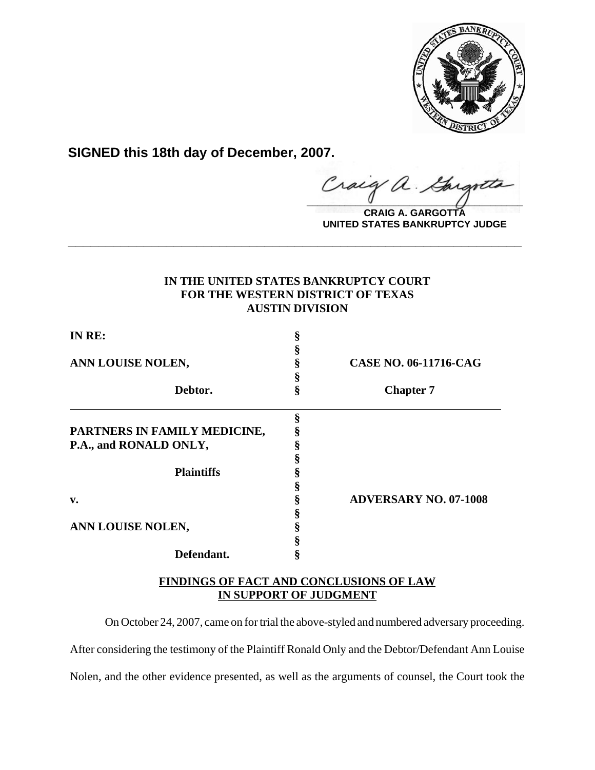**SIGNED this 18th day of December, 2007.**

**CRAIG A. GARGOTTA**
**UNITED STATES BANKRUPTCY JUDGE**

---

**IN THE UNITED STATES BANKRUPTCY COURT**
**FOR THE WESTERN DISTRICT OF TEXAS**
**AUSTIN DIVISION**

| | | |
|---|---|---|
| **IN RE:** | § | |
| | § | |
| **ANN LOUISE NOLEN,** | § | **CASE NO. 06-11716-CAG** |
| | § | |
| **Debtor.** | § | **Chapter 7** |

| | | |
|---|---|---|
| | § | |
| **PARTNERS IN FAMILY MEDICINE,** | § | |
| **P.A., and RONALD ONLY,** | § | |
| | § | |
| **Plaintiffs** | § | |
| | § | |
| **v.** | § | **ADVERSARY NO. 07-1008** |
| | § | |
| **ANN LOUISE NOLEN,** | § | |
| | § | |
| **Defendant.** | § | |

**FINDINGS OF FACT AND CONCLUSIONS OF LAW**
**IN SUPPORT OF JUDGMENT**

On October 24, 2007, came on for trial the above-styled and numbered adversary proceeding. After considering the testimony of the Plaintiff Ronald Only and the Debtor/Defendant Ann Louise Nolen, and the other evidence presented, as well as the arguments of counsel, the Court took the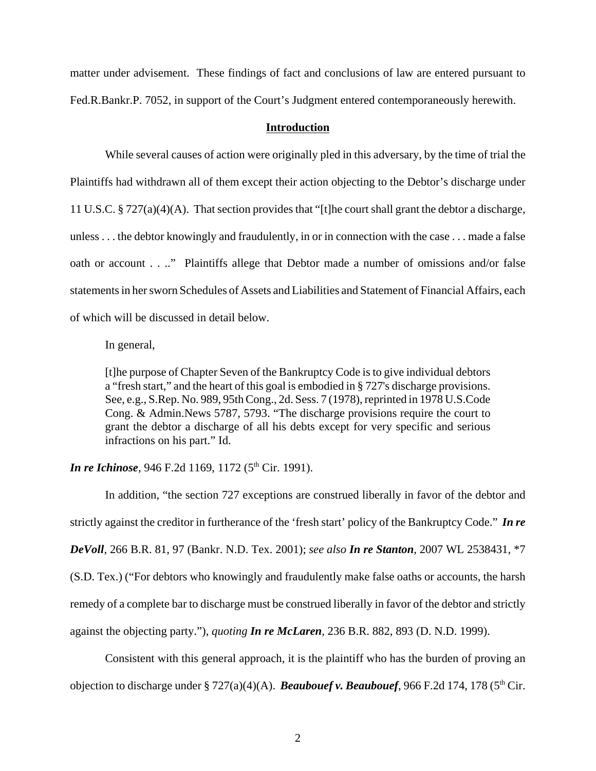matter under advisement. These findings of fact and conclusions of law are entered pursuant to Fed.R.Bankr.P. 7052, in support of the Court's Judgment entered contemporaneously herewith.

## **Introduction**

While several causes of action were originally pled in this adversary, by the time of trial the Plaintiffs had withdrawn all of them except their action objecting to the Debtor's discharge under 11 U.S.C. § 727(a)(4)(A). That section provides that "[t]he court shall grant the debtor a discharge, unless . . . the debtor knowingly and fraudulently, in or in connection with the case . . . made a false oath or account . . .." Plaintiffs allege that Debtor made a number of omissions and/or false statements in her sworn Schedules of Assets and Liabilities and Statement of Financial Affairs, each of which will be discussed in detail below.

In general,

> [t]he purpose of Chapter Seven of the Bankruptcy Code is to give individual debtors a "fresh start," and the heart of this goal is embodied in § 727's discharge provisions. See, e.g., S.Rep. No. 989, 95th Cong., 2d. Sess. 7 (1978), reprinted in 1978 U.S.Code Cong. & Admin.News 5787, 5793. "The discharge provisions require the court to grant the debtor a discharge of all his debts except for very specific and serious infractions on his part." Id.

***In re Ichinose***, 946 F.2d 1169, 1172 (5th Cir. 1991).

In addition, "the section 727 exceptions are construed liberally in favor of the debtor and strictly against the creditor in furtherance of the 'fresh start' policy of the Bankruptcy Code." ***In re DeVoll***, 266 B.R. 81, 97 (Bankr. N.D. Tex. 2001); *see also* ***In re Stanton***, 2007 WL 2538431, *7 (S.D. Tex.) ("For debtors who knowingly and fraudulently make false oaths or accounts, the harsh remedy of a complete bar to discharge must be construed liberally in favor of the debtor and strictly against the objecting party."), *quoting* ***In re McLaren***, 236 B.R. 882, 893 (D. N.D. 1999).

Consistent with this general approach, it is the plaintiff who has the burden of proving an objection to discharge under § 727(a)(4)(A). ***Beaubouef v. Beaubouef***, 966 F.2d 174, 178 (5th Cir.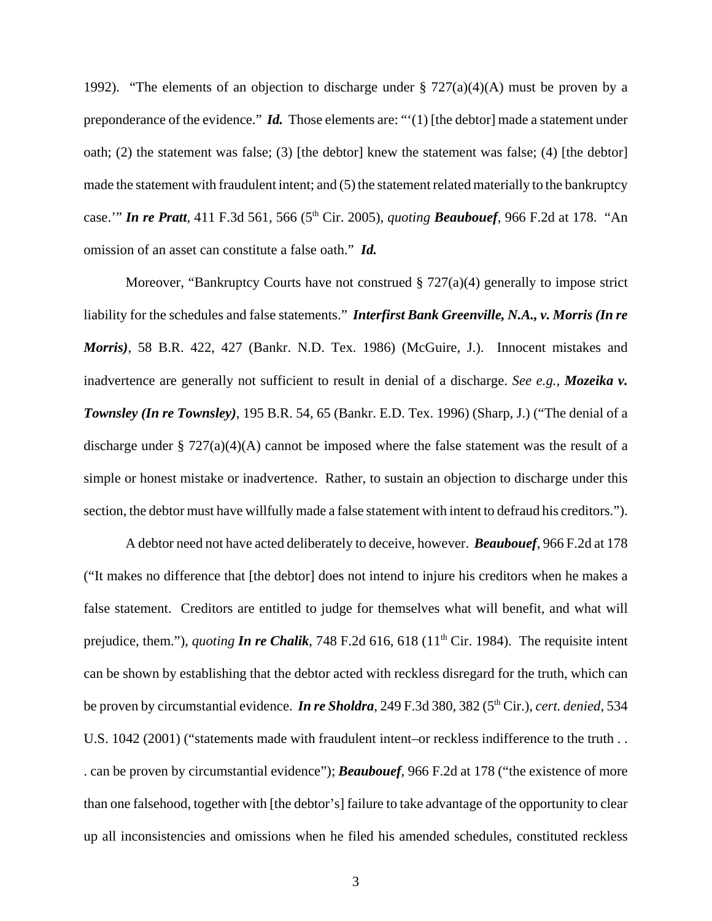1992). "The elements of an objection to discharge under § 727(a)(4)(A) must be proven by a preponderance of the evidence." ***Id.*** Those elements are: "'(1) [the debtor] made a statement under oath; (2) the statement was false; (3) [the debtor] knew the statement was false; (4) [the debtor] made the statement with fraudulent intent; and (5) the statement related materially to the bankruptcy case.'" ***In re Pratt***, 411 F.3d 561, 566 (5th Cir. 2005), *quoting* ***Beaubouef***, 966 F.2d at 178. "An omission of an asset can constitute a false oath." ***Id.***

Moreover, "Bankruptcy Courts have not construed § 727(a)(4) generally to impose strict liability for the schedules and false statements." ***Interfirst Bank Greenville, N.A., v. Morris (In re Morris)***, 58 B.R. 422, 427 (Bankr. N.D. Tex. 1986) (McGuire, J.). Innocent mistakes and inadvertence are generally not sufficient to result in denial of a discharge. *See e.g.,* ***Mozeika v. Townsley (In re Townsley)***, 195 B.R. 54, 65 (Bankr. E.D. Tex. 1996) (Sharp, J.) ("The denial of a discharge under § 727(a)(4)(A) cannot be imposed where the false statement was the result of a simple or honest mistake or inadvertence. Rather, to sustain an objection to discharge under this section, the debtor must have willfully made a false statement with intent to defraud his creditors.").

A debtor need not have acted deliberately to deceive, however. ***Beaubouef***, 966 F.2d at 178 ("It makes no difference that [the debtor] does not intend to injure his creditors when he makes a false statement. Creditors are entitled to judge for themselves what will benefit, and what will prejudice, them."), *quoting* ***In re Chalik***, 748 F.2d 616, 618 (11th Cir. 1984). The requisite intent can be shown by establishing that the debtor acted with reckless disregard for the truth, which can be proven by circumstantial evidence. ***In re Sholdra***, 249 F.3d 380, 382 (5th Cir.), *cert. denied*, 534 U.S. 1042 (2001) ("statements made with fraudulent intent–or reckless indifference to the truth . . . can be proven by circumstantial evidence"); ***Beaubouef***, 966 F.2d at 178 ("the existence of more than one falsehood, together with [the debtor's] failure to take advantage of the opportunity to clear up all inconsistencies and omissions when he filed his amended schedules, constituted reckless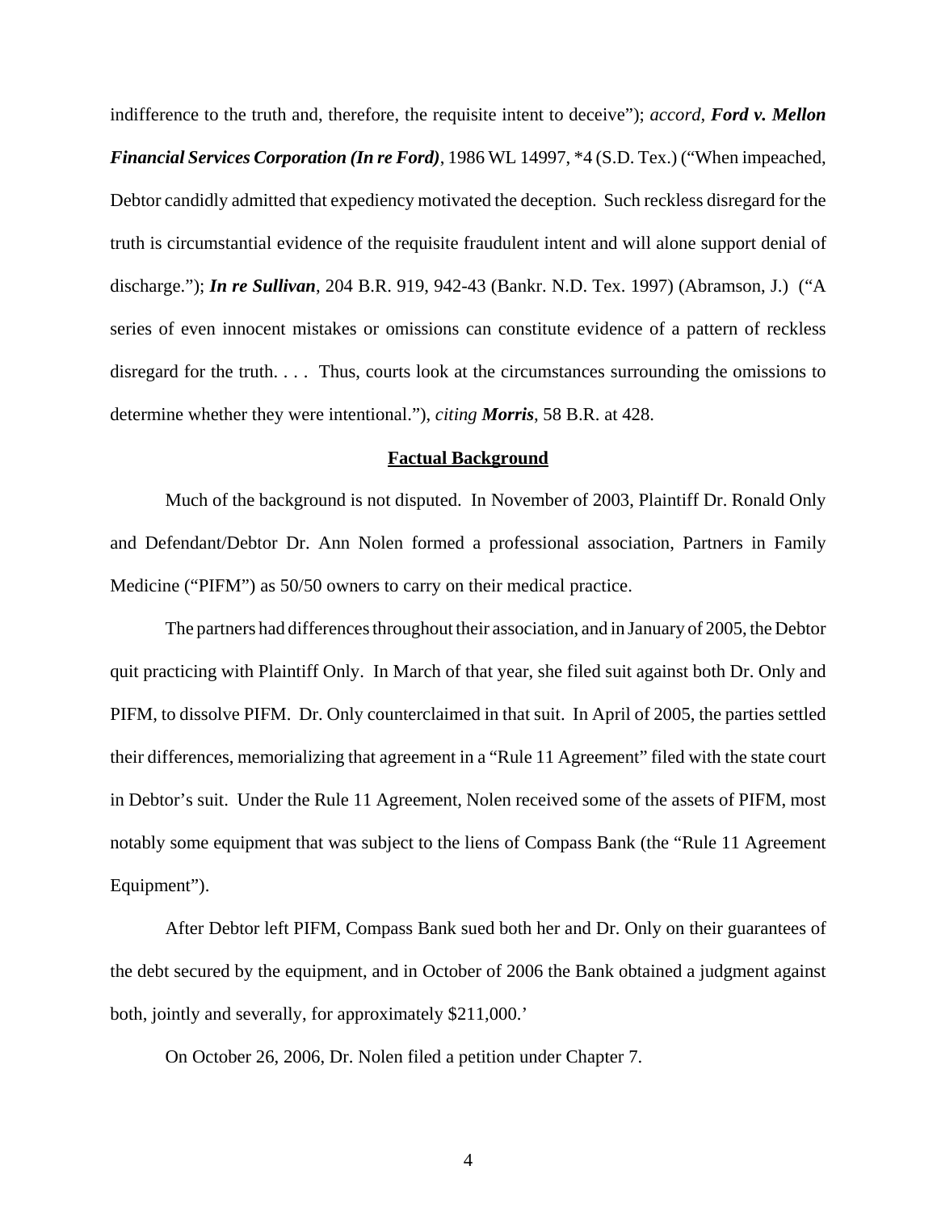indifference to the truth and, therefore, the requisite intent to deceive"); *accord*, ***Ford v. Mellon Financial Services Corporation (In re Ford)***, 1986 WL 14997, *4 (S.D. Tex.) ("When impeached, Debtor candidly admitted that expediency motivated the deception. Such reckless disregard for the truth is circumstantial evidence of the requisite fraudulent intent and will alone support denial of discharge."); ***In re Sullivan***, 204 B.R. 919, 942-43 (Bankr. N.D. Tex. 1997) (Abramson, J.) ("A series of even innocent mistakes or omissions can constitute evidence of a pattern of reckless disregard for the truth. . . . Thus, courts look at the circumstances surrounding the omissions to determine whether they were intentional."), *citing* ***Morris***, 58 B.R. at 428.

**Factual Background**

Much of the background is not disputed. In November of 2003, Plaintiff Dr. Ronald Only and Defendant/Debtor Dr. Ann Nolen formed a professional association, Partners in Family Medicine ("PIFM") as 50/50 owners to carry on their medical practice.

The partners had differences throughout their association, and in January of 2005, the Debtor quit practicing with Plaintiff Only. In March of that year, she filed suit against both Dr. Only and PIFM, to dissolve PIFM. Dr. Only counterclaimed in that suit. In April of 2005, the parties settled their differences, memorializing that agreement in a "Rule 11 Agreement" filed with the state court in Debtor's suit. Under the Rule 11 Agreement, Nolen received some of the assets of PIFM, most notably some equipment that was subject to the liens of Compass Bank (the "Rule 11 Agreement Equipment").

After Debtor left PIFM, Compass Bank sued both her and Dr. Only on their guarantees of the debt secured by the equipment, and in October of 2006 the Bank obtained a judgment against both, jointly and severally, for approximately $211,000.'

On October 26, 2006, Dr. Nolen filed a petition under Chapter 7.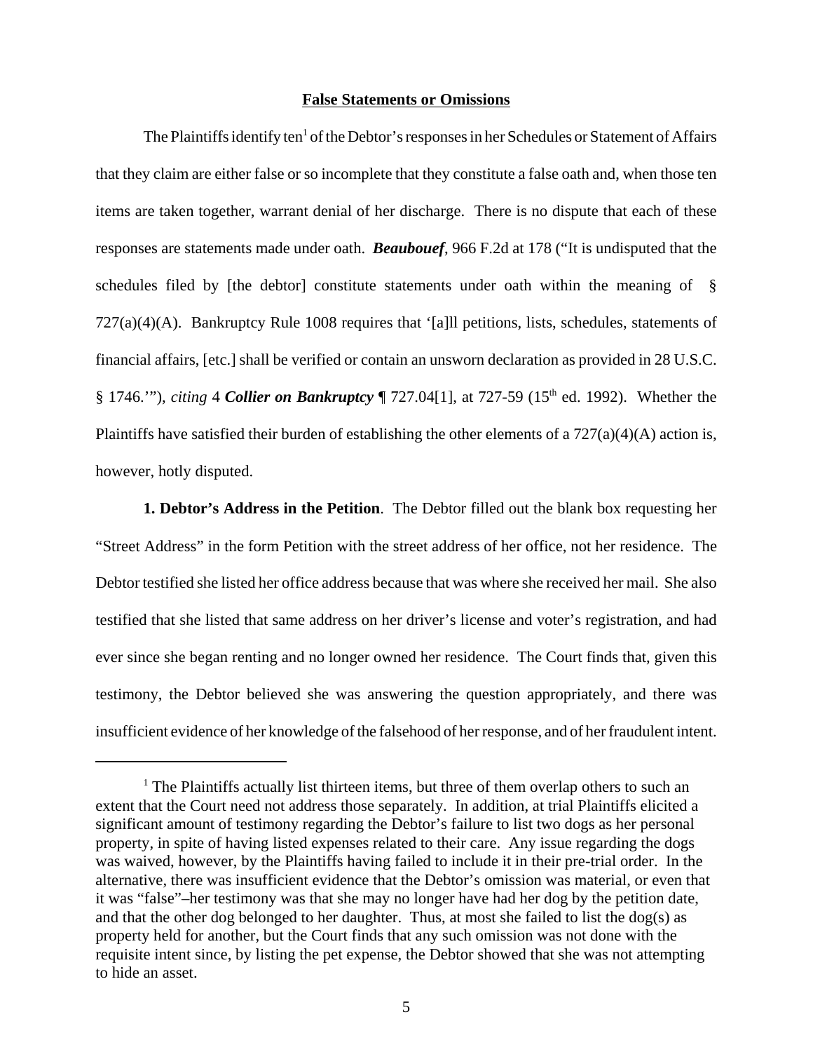**False Statements or Omissions**

The Plaintiffs identify ten[1] of the Debtor's responses in her Schedules or Statement of Affairs that they claim are either false or so incomplete that they constitute a false oath and, when those ten items are taken together, warrant denial of her discharge. There is no dispute that each of these responses are statements made under oath. ***Beaubouef***, 966 F.2d at 178 ("It is undisputed that the schedules filed by [the debtor] constitute statements under oath within the meaning of § 727(a)(4)(A). Bankruptcy Rule 1008 requires that '[a]ll petitions, lists, schedules, statements of financial affairs, [etc.] shall be verified or contain an unsworn declaration as provided in 28 U.S.C. § 1746.'"), *citing* 4 ***Collier on Bankruptcy*** ¶ 727.04[1], at 727-59 (15th ed. 1992). Whether the Plaintiffs have satisfied their burden of establishing the other elements of a 727(a)(4)(A) action is, however, hotly disputed.

**1. Debtor's Address in the Petition**. The Debtor filled out the blank box requesting her "Street Address" in the form Petition with the street address of her office, not her residence. The Debtor testified she listed her office address because that was where she received her mail. She also testified that she listed that same address on her driver's license and voter's registration, and had ever since she began renting and no longer owned her residence. The Court finds that, given this testimony, the Debtor believed she was answering the question appropriately, and there was insufficient evidence of her knowledge of the falsehood of her response, and of her fraudulent intent.

---

[1] The Plaintiffs actually list thirteen items, but three of them overlap others to such an extent that the Court need not address those separately. In addition, at trial Plaintiffs elicited a significant amount of testimony regarding the Debtor's failure to list two dogs as her personal property, in spite of having listed expenses related to their care. Any issue regarding the dogs was waived, however, by the Plaintiffs having failed to include it in their pre-trial order. In the alternative, there was insufficient evidence that the Debtor's omission was material, or even that it was "false"–her testimony was that she may no longer have had her dog by the petition date, and that the other dog belonged to her daughter. Thus, at most she failed to list the dog(s) as property held for another, but the Court finds that any such omission was not done with the requisite intent since, by listing the pet expense, the Debtor showed that she was not attempting to hide an asset.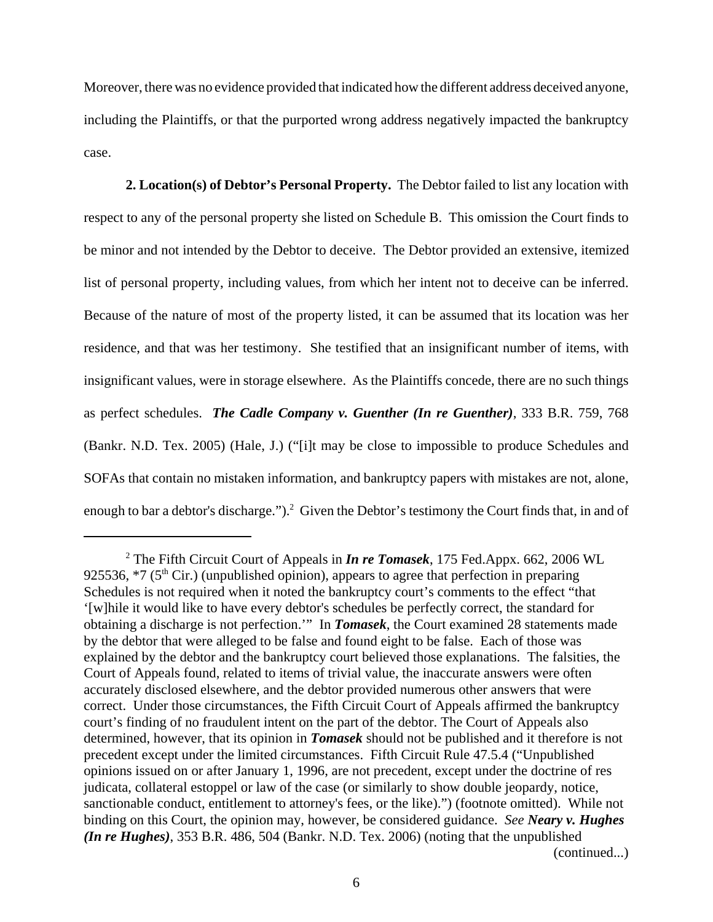Moreover, there was no evidence provided that indicated how the different address deceived anyone, including the Plaintiffs, or that the purported wrong address negatively impacted the bankruptcy case.

**2. Location(s) of Debtor's Personal Property.** The Debtor failed to list any location with respect to any of the personal property she listed on Schedule B. This omission the Court finds to be minor and not intended by the Debtor to deceive. The Debtor provided an extensive, itemized list of personal property, including values, from which her intent not to deceive can be inferred. Because of the nature of most of the property listed, it can be assumed that its location was her residence, and that was her testimony. She testified that an insignificant number of items, with insignificant values, were in storage elsewhere. As the Plaintiffs concede, there are no such things as perfect schedules. ***The Cadle Company v. Guenther (In re Guenther)***, 333 B.R. 759, 768 (Bankr. N.D. Tex. 2005) (Hale, J.) ("[i]t may be close to impossible to produce Schedules and SOFAs that contain no mistaken information, and bankruptcy papers with mistakes are not, alone, enough to bar a debtor's discharge.").[2] Given the Debtor's testimony the Court finds that, in and of

---

[2] The Fifth Circuit Court of Appeals in ***In re Tomasek***, 175 Fed.Appx. 662, 2006 WL 925536, *7 (5th Cir.) (unpublished opinion), appears to agree that perfection in preparing Schedules is not required when it noted the bankruptcy court's comments to the effect "that '[w]hile it would like to have every debtor's schedules be perfectly correct, the standard for obtaining a discharge is not perfection.'" In ***Tomasek***, the Court examined 28 statements made by the debtor that were alleged to be false and found eight to be false. Each of those was explained by the debtor and the bankruptcy court believed those explanations. The falsities, the Court of Appeals found, related to items of trivial value, the inaccurate answers were often accurately disclosed elsewhere, and the debtor provided numerous other answers that were correct. Under those circumstances, the Fifth Circuit Court of Appeals affirmed the bankruptcy court's finding of no fraudulent intent on the part of the debtor. The Court of Appeals also determined, however, that its opinion in ***Tomasek*** should not be published and it therefore is not precedent except under the limited circumstances. Fifth Circuit Rule 47.5.4 ("Unpublished opinions issued on or after January 1, 1996, are not precedent, except under the doctrine of res judicata, collateral estoppel or law of the case (or similarly to show double jeopardy, notice, sanctionable conduct, entitlement to attorney's fees, or the like).") (footnote omitted). While not binding on this Court, the opinion may, however, be considered guidance. *See* ***Neary v. Hughes (In re Hughes)***, 353 B.R. 486, 504 (Bankr. N.D. Tex. 2006) (noting that the unpublished (continued...)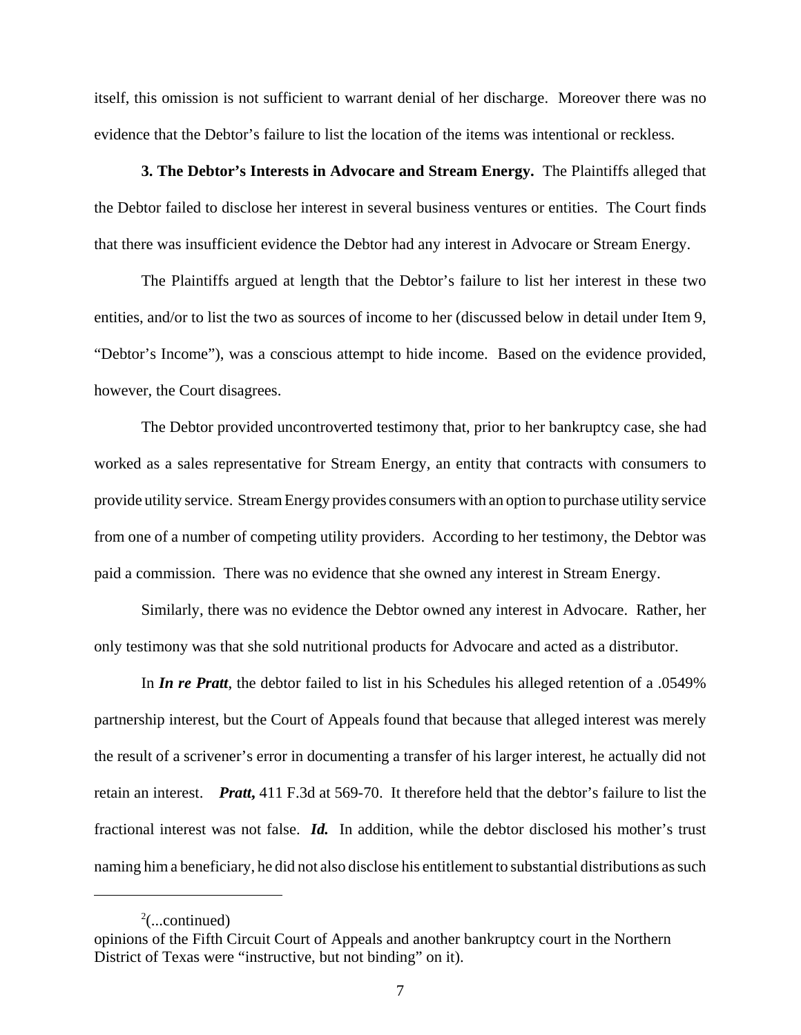itself, this omission is not sufficient to warrant denial of her discharge. Moreover there was no evidence that the Debtor's failure to list the location of the items was intentional or reckless.

**3. The Debtor's Interests in Advocare and Stream Energy.** The Plaintiffs alleged that the Debtor failed to disclose her interest in several business ventures or entities. The Court finds that there was insufficient evidence the Debtor had any interest in Advocare or Stream Energy.

The Plaintiffs argued at length that the Debtor's failure to list her interest in these two entities, and/or to list the two as sources of income to her (discussed below in detail under Item 9, "Debtor's Income"), was a conscious attempt to hide income. Based on the evidence provided, however, the Court disagrees.

The Debtor provided uncontroverted testimony that, prior to her bankruptcy case, she had worked as a sales representative for Stream Energy, an entity that contracts with consumers to provide utility service. Stream Energy provides consumers with an option to purchase utility service from one of a number of competing utility providers. According to her testimony, the Debtor was paid a commission. There was no evidence that she owned any interest in Stream Energy.

Similarly, there was no evidence the Debtor owned any interest in Advocare. Rather, her only testimony was that she sold nutritional products for Advocare and acted as a distributor.

In ***In re Pratt***, the debtor failed to list in his Schedules his alleged retention of a .0549% partnership interest, but the Court of Appeals found that because that alleged interest was merely the result of a scrivener's error in documenting a transfer of his larger interest, he actually did not retain an interest. ***Pratt*,** 411 F.3d at 569-70. It therefore held that the debtor's failure to list the fractional interest was not false. ***Id.*** In addition, while the debtor disclosed his mother's trust naming him a beneficiary, he did not also disclose his entitlement to substantial distributions as such

---

[2](...continued)
opinions of the Fifth Circuit Court of Appeals and another bankruptcy court in the Northern District of Texas were "instructive, but not binding" on it).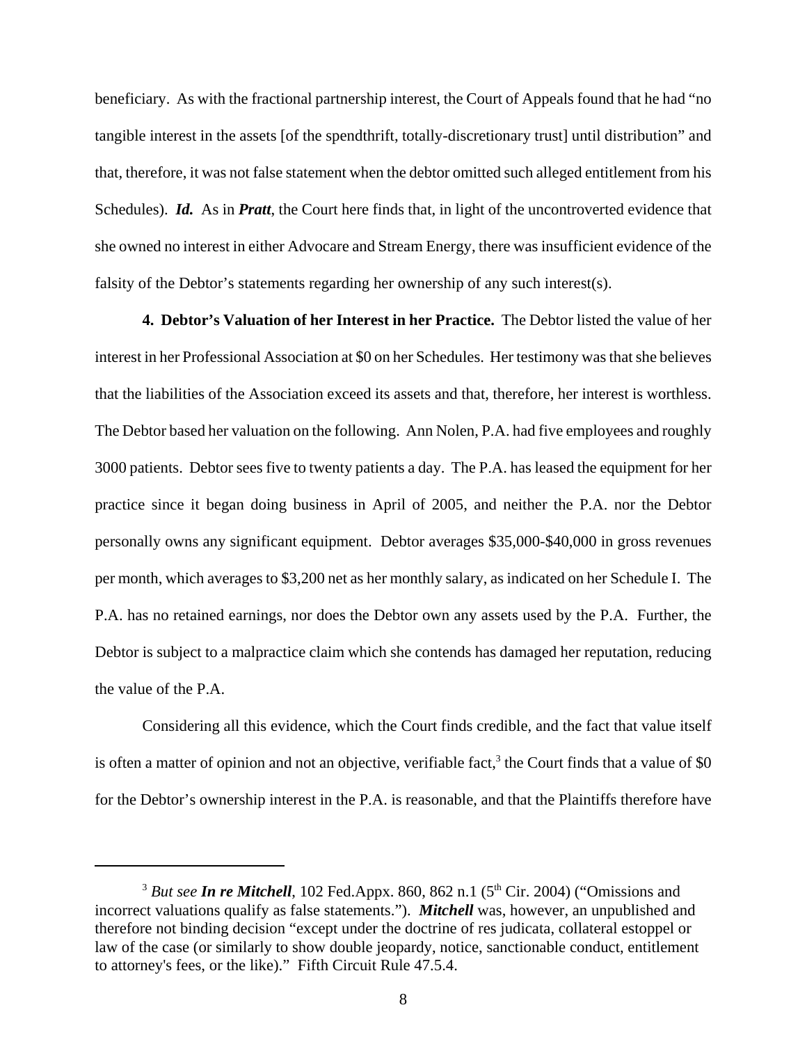beneficiary. As with the fractional partnership interest, the Court of Appeals found that he had "no tangible interest in the assets [of the spendthrift, totally-discretionary trust] until distribution" and that, therefore, it was not false statement when the debtor omitted such alleged entitlement from his Schedules). ***Id.*** As in ***Pratt***, the Court here finds that, in light of the uncontroverted evidence that she owned no interest in either Advocare and Stream Energy, there was insufficient evidence of the falsity of the Debtor's statements regarding her ownership of any such interest(s).

**4. Debtor's Valuation of her Interest in her Practice.** The Debtor listed the value of her interest in her Professional Association at $0 on her Schedules. Her testimony was that she believes that the liabilities of the Association exceed its assets and that, therefore, her interest is worthless. The Debtor based her valuation on the following. Ann Nolen, P.A. had five employees and roughly 3000 patients. Debtor sees five to twenty patients a day. The P.A. has leased the equipment for her practice since it began doing business in April of 2005, and neither the P.A. nor the Debtor personally owns any significant equipment. Debtor averages $35,000-$40,000 in gross revenues per month, which averages to $3,200 net as her monthly salary, as indicated on her Schedule I. The P.A. has no retained earnings, nor does the Debtor own any assets used by the P.A. Further, the Debtor is subject to a malpractice claim which she contends has damaged her reputation, reducing the value of the P.A.

Considering all this evidence, which the Court finds credible, and the fact that value itself is often a matter of opinion and not an objective, verifiable fact,[3] the Court finds that a value of $0 for the Debtor's ownership interest in the P.A. is reasonable, and that the Plaintiffs therefore have

---

[3] *But see **In re Mitchell***, 102 Fed.Appx. 860, 862 n.1 (5th Cir. 2004) ("Omissions and incorrect valuations qualify as false statements."). ***Mitchell*** was, however, an unpublished and therefore not binding decision "except under the doctrine of res judicata, collateral estoppel or law of the case (or similarly to show double jeopardy, notice, sanctionable conduct, entitlement to attorney's fees, or the like)." Fifth Circuit Rule 47.5.4.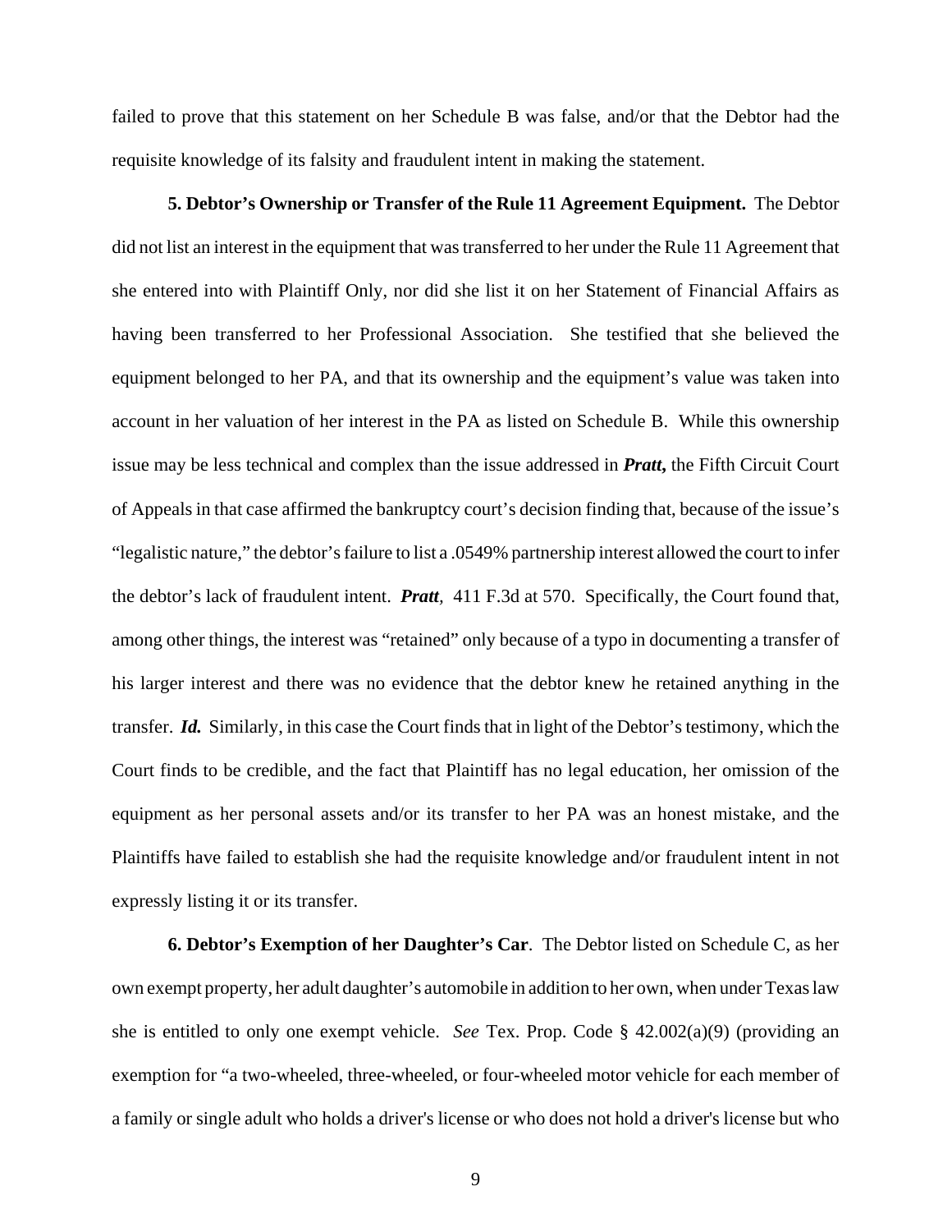failed to prove that this statement on her Schedule B was false, and/or that the Debtor had the requisite knowledge of its falsity and fraudulent intent in making the statement.

**5. Debtor's Ownership or Transfer of the Rule 11 Agreement Equipment.** The Debtor did not list an interest in the equipment that was transferred to her under the Rule 11 Agreement that she entered into with Plaintiff Only, nor did she list it on her Statement of Financial Affairs as having been transferred to her Professional Association. She testified that she believed the equipment belonged to her PA, and that its ownership and the equipment's value was taken into account in her valuation of her interest in the PA as listed on Schedule B. While this ownership issue may be less technical and complex than the issue addressed in ***Pratt*,** the Fifth Circuit Court of Appeals in that case affirmed the bankruptcy court's decision finding that, because of the issue's "legalistic nature," the debtor's failure to list a .0549% partnership interest allowed the court to infer the debtor's lack of fraudulent intent. ***Pratt*,** 411 F.3d at 570. Specifically, the Court found that, among other things, the interest was "retained" only because of a typo in documenting a transfer of his larger interest and there was no evidence that the debtor knew he retained anything in the transfer. ***Id.*** Similarly, in this case the Court finds that in light of the Debtor's testimony, which the Court finds to be credible, and the fact that Plaintiff has no legal education, her omission of the equipment as her personal assets and/or its transfer to her PA was an honest mistake, and the Plaintiffs have failed to establish she had the requisite knowledge and/or fraudulent intent in not expressly listing it or its transfer.

**6. Debtor's Exemption of her Daughter's Car**. The Debtor listed on Schedule C, as her own exempt property, her adult daughter's automobile in addition to her own, when under Texas law she is entitled to only one exempt vehicle. *See* Tex. Prop. Code § 42.002(a)(9) (providing an exemption for "a two-wheeled, three-wheeled, or four-wheeled motor vehicle for each member of a family or single adult who holds a driver's license or who does not hold a driver's license but who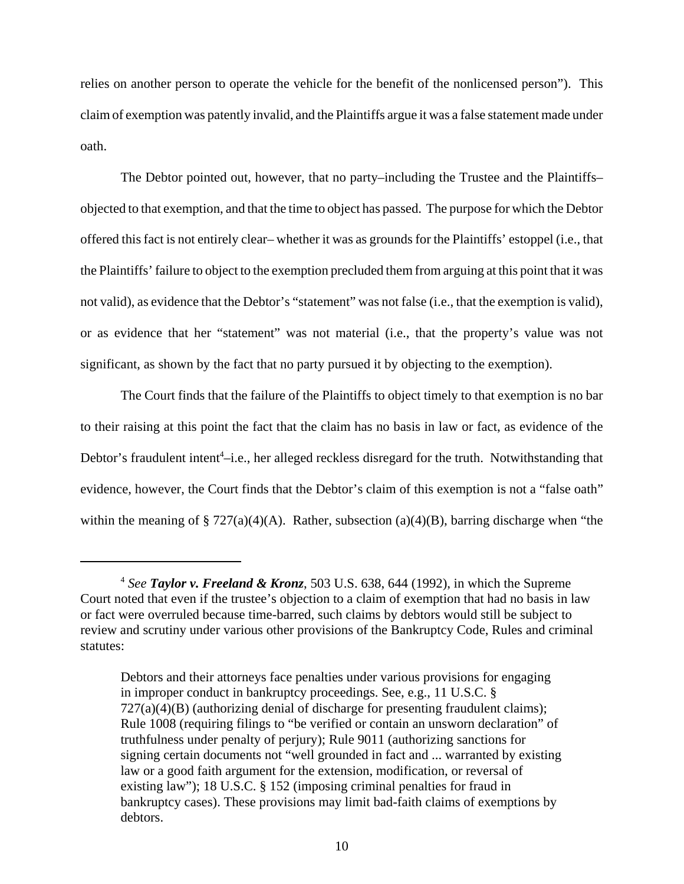relies on another person to operate the vehicle for the benefit of the nonlicensed person"). This claim of exemption was patently invalid, and the Plaintiffs argue it was a false statement made under oath.

The Debtor pointed out, however, that no party–including the Trustee and the Plaintiffs–objected to that exemption, and that the time to object has passed. The purpose for which the Debtor offered this fact is not entirely clear– whether it was as grounds for the Plaintiffs' estoppel (i.e., that the Plaintiffs' failure to object to the exemption precluded them from arguing at this point that it was not valid), as evidence that the Debtor's "statement" was not false (i.e., that the exemption is valid), or as evidence that her "statement" was not material (i.e., that the property's value was not significant, as shown by the fact that no party pursued it by objecting to the exemption).

The Court finds that the failure of the Plaintiffs to object timely to that exemption is no bar to their raising at this point the fact that the claim has no basis in law or fact, as evidence of the Debtor's fraudulent intent[4]–i.e., her alleged reckless disregard for the truth. Notwithstanding that evidence, however, the Court finds that the Debtor's claim of this exemption is not a "false oath" within the meaning of § 727(a)(4)(A). Rather, subsection (a)(4)(B), barring discharge when "the

---

[4] *See* ***Taylor v. Freeland & Kronz***, 503 U.S. 638, 644 (1992), in which the Supreme Court noted that even if the trustee's objection to a claim of exemption that had no basis in law or fact were overruled because time-barred, such claims by debtors would still be subject to review and scrutiny under various other provisions of the Bankruptcy Code, Rules and criminal statutes:

> Debtors and their attorneys face penalties under various provisions for engaging in improper conduct in bankruptcy proceedings. See, e.g., 11 U.S.C. § 727(a)(4)(B) (authorizing denial of discharge for presenting fraudulent claims); Rule 1008 (requiring filings to "be verified or contain an unsworn declaration" of truthfulness under penalty of perjury); Rule 9011 (authorizing sanctions for signing certain documents not "well grounded in fact and ... warranted by existing law or a good faith argument for the extension, modification, or reversal of existing law"); 18 U.S.C. § 152 (imposing criminal penalties for fraud in bankruptcy cases). These provisions may limit bad-faith claims of exemptions by debtors.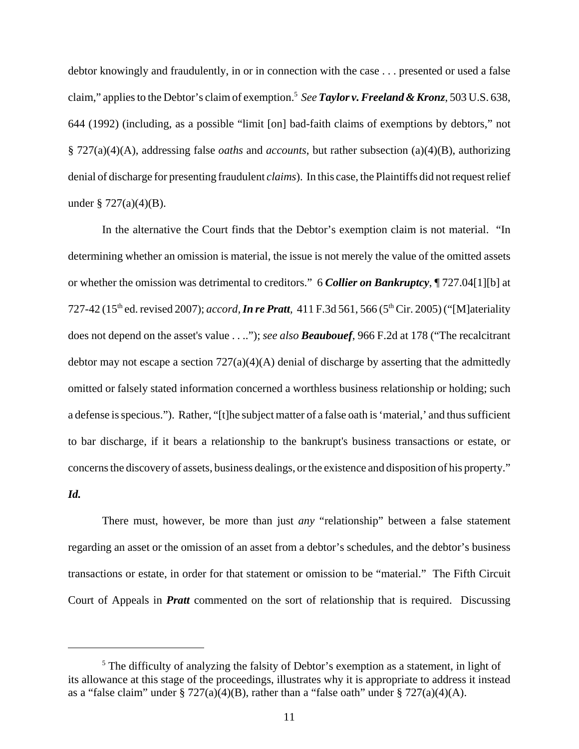debtor knowingly and fraudulently, in or in connection with the case . . . presented or used a false claim," applies to the Debtor's claim of exemption.[5] *See* ***Taylor v. Freeland & Kronz***, 503 U.S. 638, 644 (1992) (including, as a possible "limit [on] bad-faith claims of exemptions by debtors," not § 727(a)(4)(A), addressing false *oaths* and *accounts*, but rather subsection (a)(4)(B), authorizing denial of discharge for presenting fraudulent *claims*). In this case, the Plaintiffs did not request relief under § 727(a)(4)(B).

In the alternative the Court finds that the Debtor's exemption claim is not material. "In determining whether an omission is material, the issue is not merely the value of the omitted assets or whether the omission was detrimental to creditors." 6 ***Collier on Bankruptcy***, ¶ 727.04[1][b] at 727-42 (15th ed. revised 2007); *accord*, ***In re Pratt***, 411 F.3d 561, 566 (5th Cir. 2005) ("[M]ateriality does not depend on the asset's value . . .."); *see also* ***Beaubouef***, 966 F.2d at 178 ("The recalcitrant debtor may not escape a section 727(a)(4)(A) denial of discharge by asserting that the admittedly omitted or falsely stated information concerned a worthless business relationship or holding; such a defense is specious."). Rather, "[t]he subject matter of a false oath is 'material,' and thus sufficient to bar discharge, if it bears a relationship to the bankrupt's business transactions or estate, or concerns the discovery of assets, business dealings, or the existence and disposition of his property." ***Id.***

There must, however, be more than just *any* "relationship" between a false statement regarding an asset or the omission of an asset from a debtor's schedules, and the debtor's business transactions or estate, in order for that statement or omission to be "material." The Fifth Circuit Court of Appeals in ***Pratt*** commented on the sort of relationship that is required. Discussing

---

[5] The difficulty of analyzing the falsity of Debtor's exemption as a statement, in light of its allowance at this stage of the proceedings, illustrates why it is appropriate to address it instead as a "false claim" under § 727(a)(4)(B), rather than a "false oath" under § 727(a)(4)(A).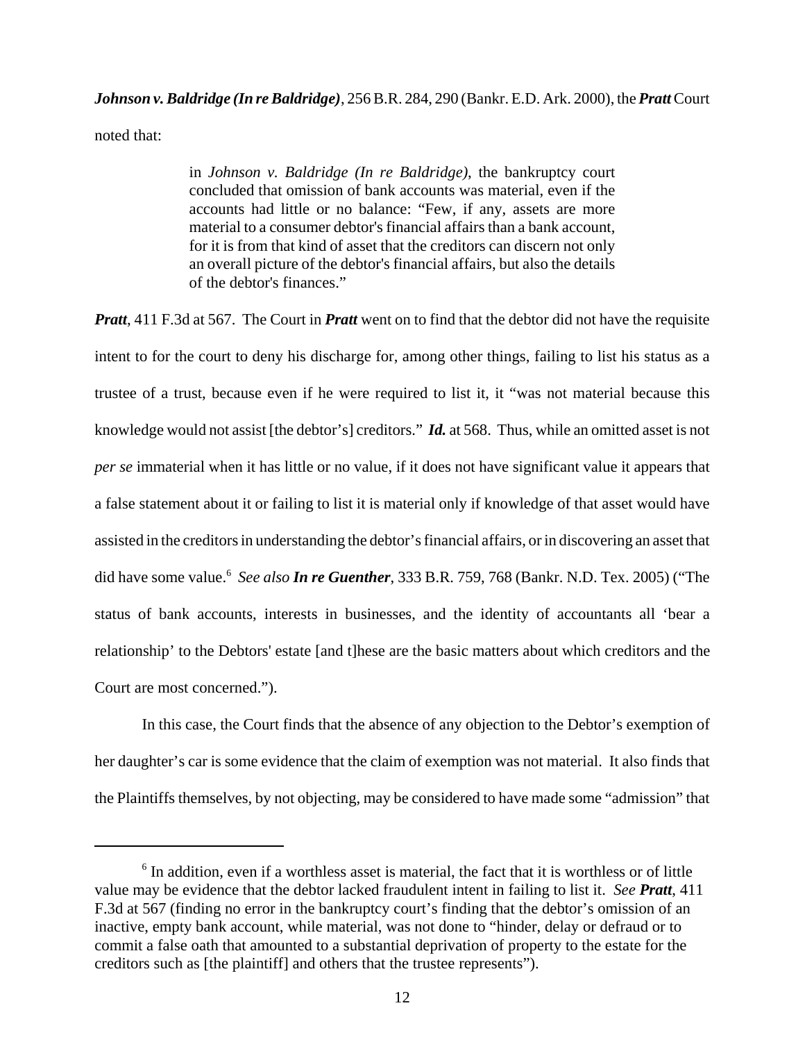***Johnson v. Baldridge (In re Baldridge)***, 256 B.R. 284, 290 (Bankr. E.D. Ark. 2000), the ***Pratt*** Court noted that:

> in *Johnson v. Baldridge (In re Baldridge)*, the bankruptcy court concluded that omission of bank accounts was material, even if the accounts had little or no balance: "Few, if any, assets are more material to a consumer debtor's financial affairs than a bank account, for it is from that kind of asset that the creditors can discern not only an overall picture of the debtor's financial affairs, but also the details of the debtor's finances."

***Pratt***, 411 F.3d at 567. The Court in ***Pratt*** went on to find that the debtor did not have the requisite intent to for the court to deny his discharge for, among other things, failing to list his status as a trustee of a trust, because even if he were required to list it, it "was not material because this knowledge would not assist [the debtor's] creditors." ***Id.*** at 568. Thus, while an omitted asset is not *per se* immaterial when it has little or no value, if it does not have significant value it appears that a false statement about it or failing to list it is material only if knowledge of that asset would have assisted in the creditors in understanding the debtor's financial affairs, or in discovering an asset that did have some value.[6] *See also* ***In re Guenther***, 333 B.R. 759, 768 (Bankr. N.D. Tex. 2005) ("The status of bank accounts, interests in businesses, and the identity of accountants all 'bear a relationship' to the Debtors' estate [and t]hese are the basic matters about which creditors and the Court are most concerned.").

In this case, the Court finds that the absence of any objection to the Debtor's exemption of her daughter's car is some evidence that the claim of exemption was not material. It also finds that the Plaintiffs themselves, by not objecting, may be considered to have made some "admission" that

---

[6] In addition, even if a worthless asset is material, the fact that it is worthless or of little value may be evidence that the debtor lacked fraudulent intent in failing to list it. *See* ***Pratt***, 411 F.3d at 567 (finding no error in the bankruptcy court's finding that the debtor's omission of an inactive, empty bank account, while material, was not done to "hinder, delay or defraud or to commit a false oath that amounted to a substantial deprivation of property to the estate for the creditors such as [the plaintiff] and others that the trustee represents").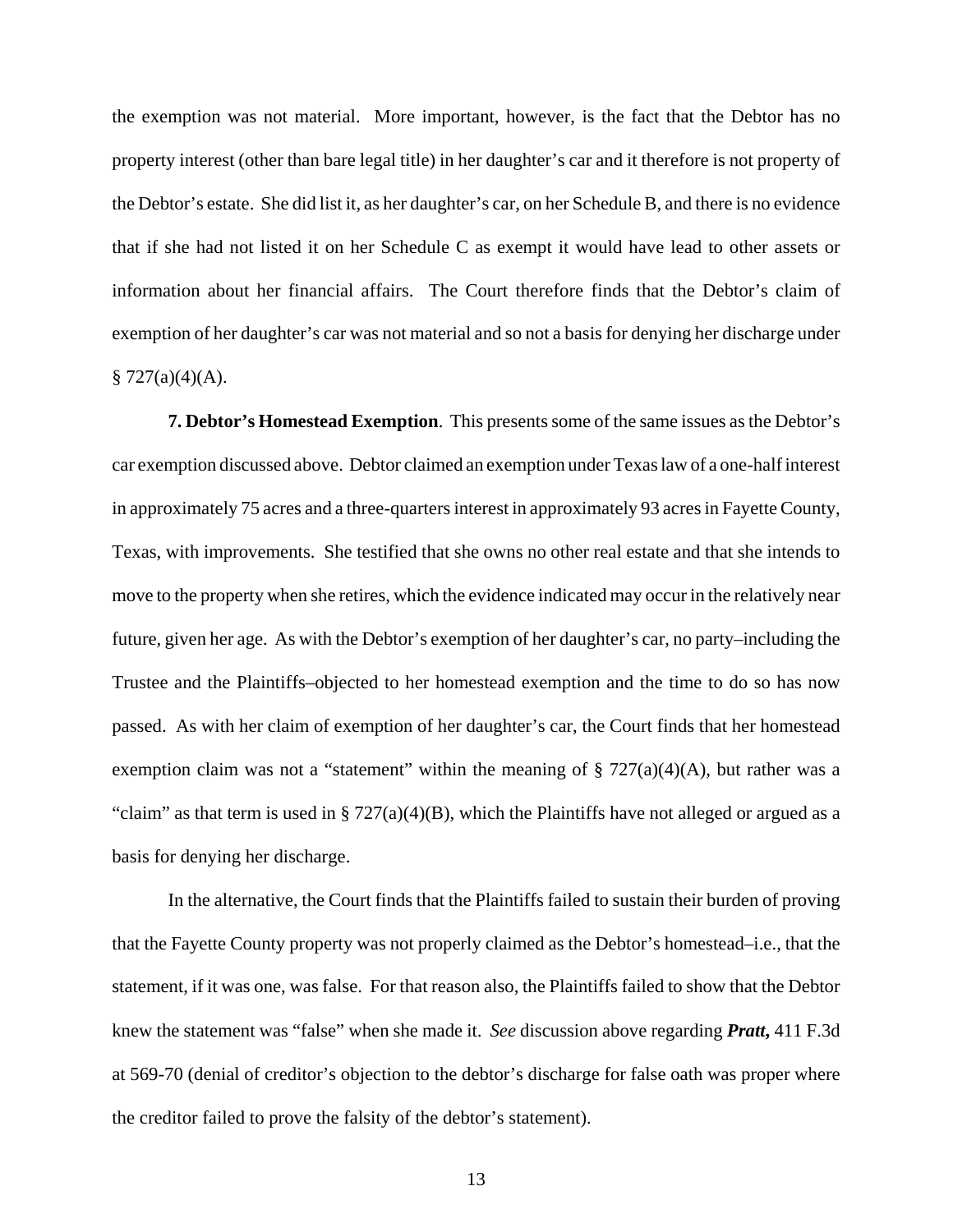the exemption was not material. More important, however, is the fact that the Debtor has no property interest (other than bare legal title) in her daughter's car and it therefore is not property of the Debtor's estate. She did list it, as her daughter's car, on her Schedule B, and there is no evidence that if she had not listed it on her Schedule C as exempt it would have lead to other assets or information about her financial affairs. The Court therefore finds that the Debtor's claim of exemption of her daughter's car was not material and so not a basis for denying her discharge under § 727(a)(4)(A).

**7. Debtor's Homestead Exemption**. This presents some of the same issues as the Debtor's car exemption discussed above. Debtor claimed an exemption under Texas law of a one-half interest in approximately 75 acres and a three-quarters interest in approximately 93 acres in Fayette County, Texas, with improvements. She testified that she owns no other real estate and that she intends to move to the property when she retires, which the evidence indicated may occur in the relatively near future, given her age. As with the Debtor's exemption of her daughter's car, no party–including the Trustee and the Plaintiffs–objected to her homestead exemption and the time to do so has now passed. As with her claim of exemption of her daughter's car, the Court finds that her homestead exemption claim was not a "statement" within the meaning of § 727(a)(4)(A), but rather was a "claim" as that term is used in § 727(a)(4)(B), which the Plaintiffs have not alleged or argued as a basis for denying her discharge.

In the alternative, the Court finds that the Plaintiffs failed to sustain their burden of proving that the Fayette County property was not properly claimed as the Debtor's homestead–i.e., that the statement, if it was one, was false. For that reason also, the Plaintiffs failed to show that the Debtor knew the statement was "false" when she made it. *See* discussion above regarding ***Pratt*,** 411 F.3d at 569-70 (denial of creditor's objection to the debtor's discharge for false oath was proper where the creditor failed to prove the falsity of the debtor's statement).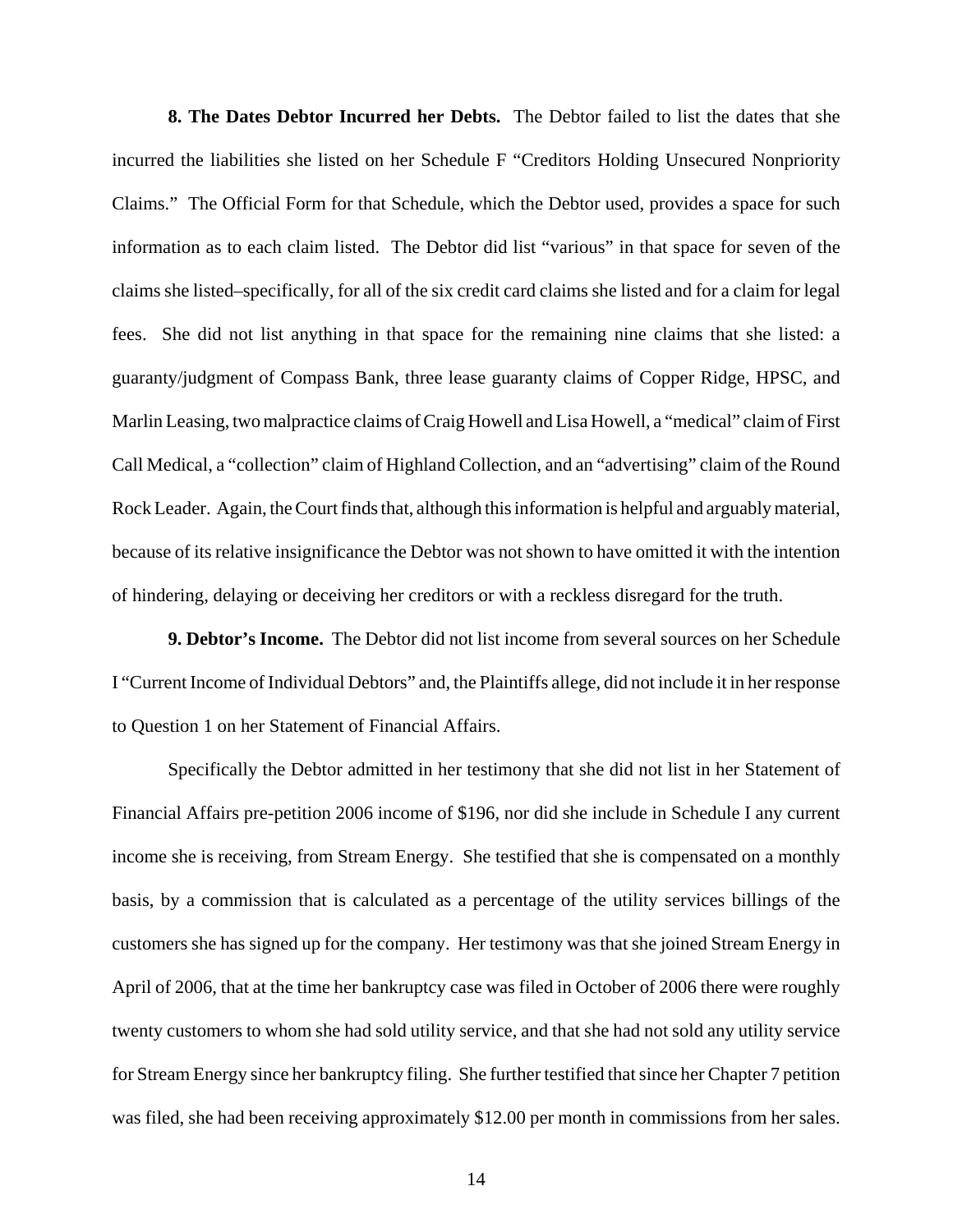**8. The Dates Debtor Incurred her Debts.** The Debtor failed to list the dates that she incurred the liabilities she listed on her Schedule F "Creditors Holding Unsecured Nonpriority Claims." The Official Form for that Schedule, which the Debtor used, provides a space for such information as to each claim listed. The Debtor did list "various" in that space for seven of the claims she listed–specifically, for all of the six credit card claims she listed and for a claim for legal fees. She did not list anything in that space for the remaining nine claims that she listed: a guaranty/judgment of Compass Bank, three lease guaranty claims of Copper Ridge, HPSC, and Marlin Leasing, two malpractice claims of Craig Howell and Lisa Howell, a "medical" claim of First Call Medical, a "collection" claim of Highland Collection, and an "advertising" claim of the Round Rock Leader. Again, the Court finds that, although this information is helpful and arguably material, because of its relative insignificance the Debtor was not shown to have omitted it with the intention of hindering, delaying or deceiving her creditors or with a reckless disregard for the truth.

**9. Debtor's Income.** The Debtor did not list income from several sources on her Schedule I "Current Income of Individual Debtors" and, the Plaintiffs allege, did not include it in her response to Question 1 on her Statement of Financial Affairs.

Specifically the Debtor admitted in her testimony that she did not list in her Statement of Financial Affairs pre-petition 2006 income of $196, nor did she include in Schedule I any current income she is receiving, from Stream Energy. She testified that she is compensated on a monthly basis, by a commission that is calculated as a percentage of the utility services billings of the customers she has signed up for the company. Her testimony was that she joined Stream Energy in April of 2006, that at the time her bankruptcy case was filed in October of 2006 there were roughly twenty customers to whom she had sold utility service, and that she had not sold any utility service for Stream Energy since her bankruptcy filing. She further testified that since her Chapter 7 petition was filed, she had been receiving approximately $12.00 per month in commissions from her sales.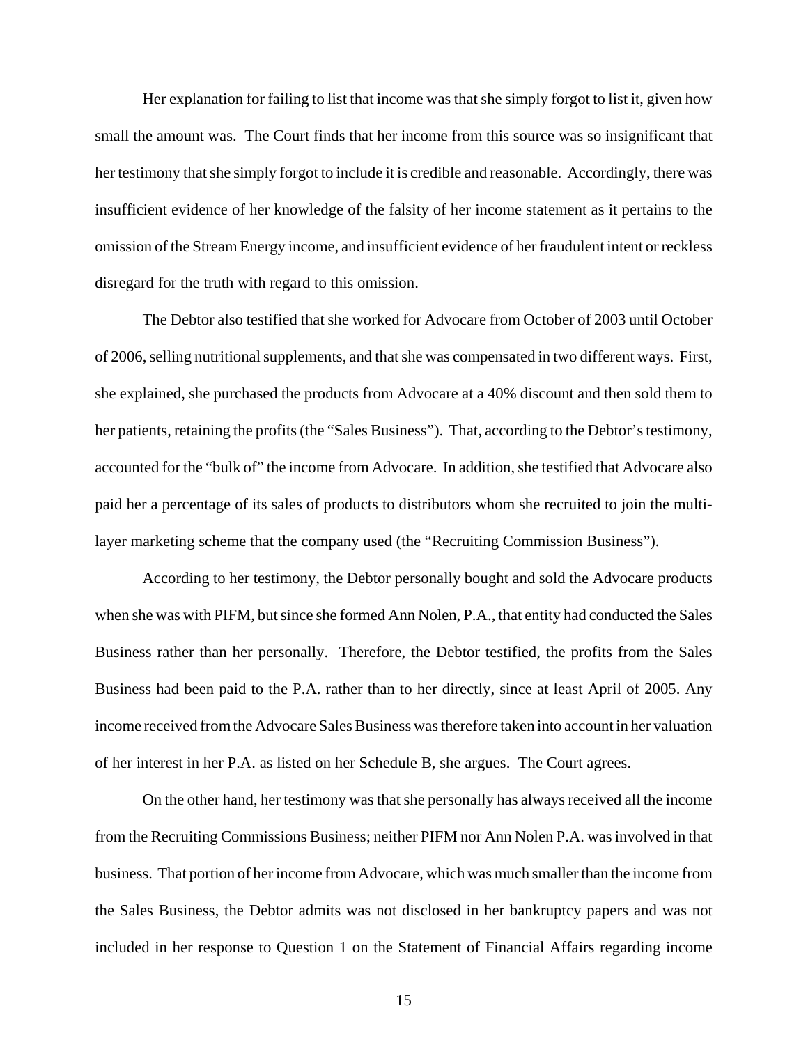Her explanation for failing to list that income was that she simply forgot to list it, given how small the amount was. The Court finds that her income from this source was so insignificant that her testimony that she simply forgot to include it is credible and reasonable. Accordingly, there was insufficient evidence of her knowledge of the falsity of her income statement as it pertains to the omission of the Stream Energy income, and insufficient evidence of her fraudulent intent or reckless disregard for the truth with regard to this omission.

The Debtor also testified that she worked for Advocare from October of 2003 until October of 2006, selling nutritional supplements, and that she was compensated in two different ways. First, she explained, she purchased the products from Advocare at a 40% discount and then sold them to her patients, retaining the profits (the "Sales Business"). That, according to the Debtor's testimony, accounted for the "bulk of" the income from Advocare. In addition, she testified that Advocare also paid her a percentage of its sales of products to distributors whom she recruited to join the multi-layer marketing scheme that the company used (the "Recruiting Commission Business").

According to her testimony, the Debtor personally bought and sold the Advocare products when she was with PIFM, but since she formed Ann Nolen, P.A., that entity had conducted the Sales Business rather than her personally. Therefore, the Debtor testified, the profits from the Sales Business had been paid to the P.A. rather than to her directly, since at least April of 2005. Any income received from the Advocare Sales Business was therefore taken into account in her valuation of her interest in her P.A. as listed on her Schedule B, she argues. The Court agrees.

On the other hand, her testimony was that she personally has always received all the income from the Recruiting Commissions Business; neither PIFM nor Ann Nolen P.A. was involved in that business. That portion of her income from Advocare, which was much smaller than the income from the Sales Business, the Debtor admits was not disclosed in her bankruptcy papers and was not included in her response to Question 1 on the Statement of Financial Affairs regarding income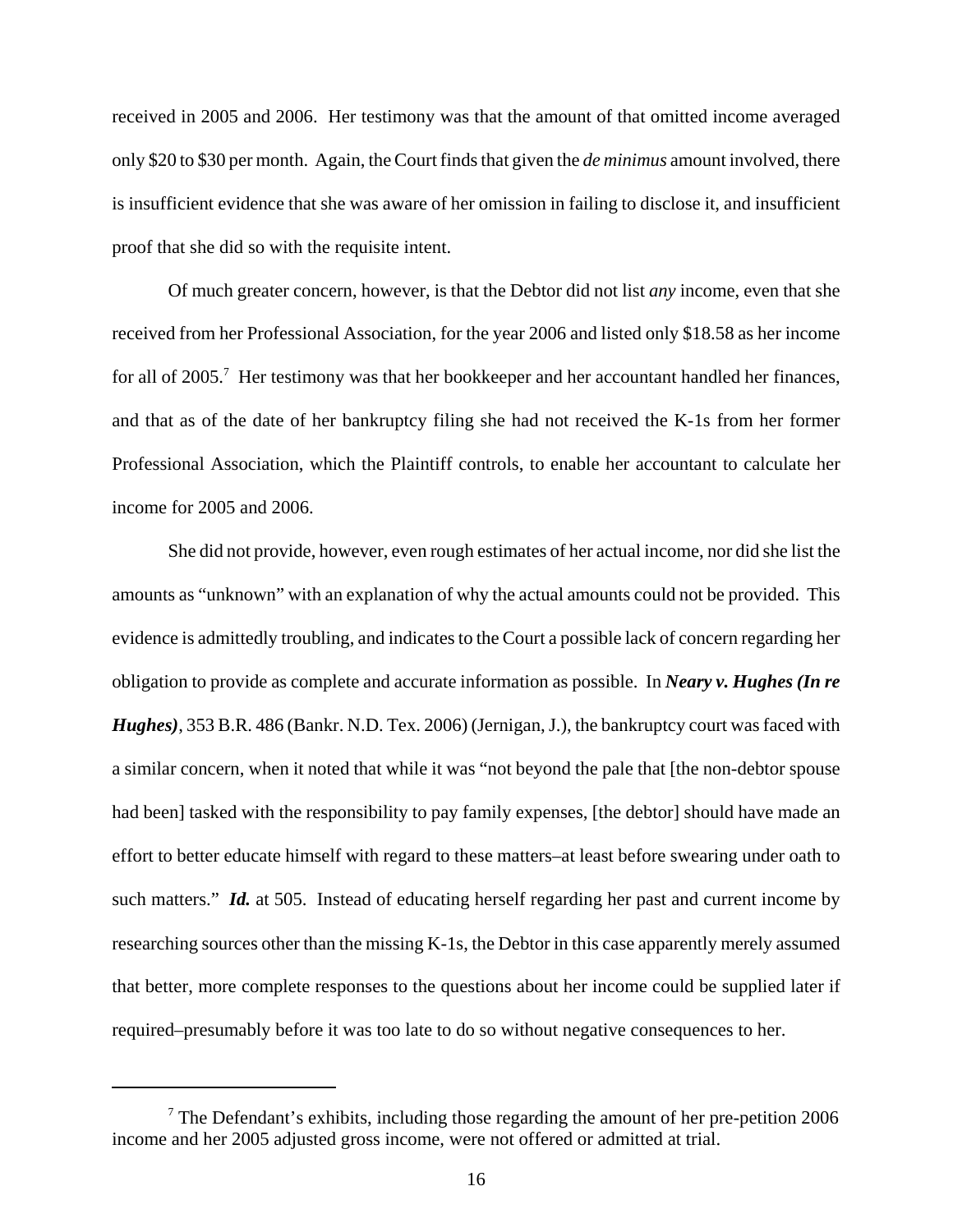received in 2005 and 2006. Her testimony was that the amount of that omitted income averaged only \$20 to \$30 per month. Again, the Court finds that given the *de minimus* amount involved, there is insufficient evidence that she was aware of her omission in failing to disclose it, and insufficient proof that she did so with the requisite intent.

Of much greater concern, however, is that the Debtor did not list *any* income, even that she received from her Professional Association, for the year 2006 and listed only \$18.58 as her income for all of 2005.[7] Her testimony was that her bookkeeper and her accountant handled her finances, and that as of the date of her bankruptcy filing she had not received the K-1s from her former Professional Association, which the Plaintiff controls, to enable her accountant to calculate her income for 2005 and 2006.

She did not provide, however, even rough estimates of her actual income, nor did she list the amounts as "unknown" with an explanation of why the actual amounts could not be provided. This evidence is admittedly troubling, and indicates to the Court a possible lack of concern regarding her obligation to provide as complete and accurate information as possible. In ***Neary v. Hughes (In re Hughes)***, 353 B.R. 486 (Bankr. N.D. Tex. 2006) (Jernigan, J.), the bankruptcy court was faced with a similar concern, when it noted that while it was "not beyond the pale that [the non-debtor spouse had been] tasked with the responsibility to pay family expenses, [the debtor] should have made an effort to better educate himself with regard to these matters–at least before swearing under oath to such matters." ***Id.*** at 505. Instead of educating herself regarding her past and current income by researching sources other than the missing K-1s, the Debtor in this case apparently merely assumed that better, more complete responses to the questions about her income could be supplied later if required–presumably before it was too late to do so without negative consequences to her.

---

[7] The Defendant's exhibits, including those regarding the amount of her pre-petition 2006 income and her 2005 adjusted gross income, were not offered or admitted at trial.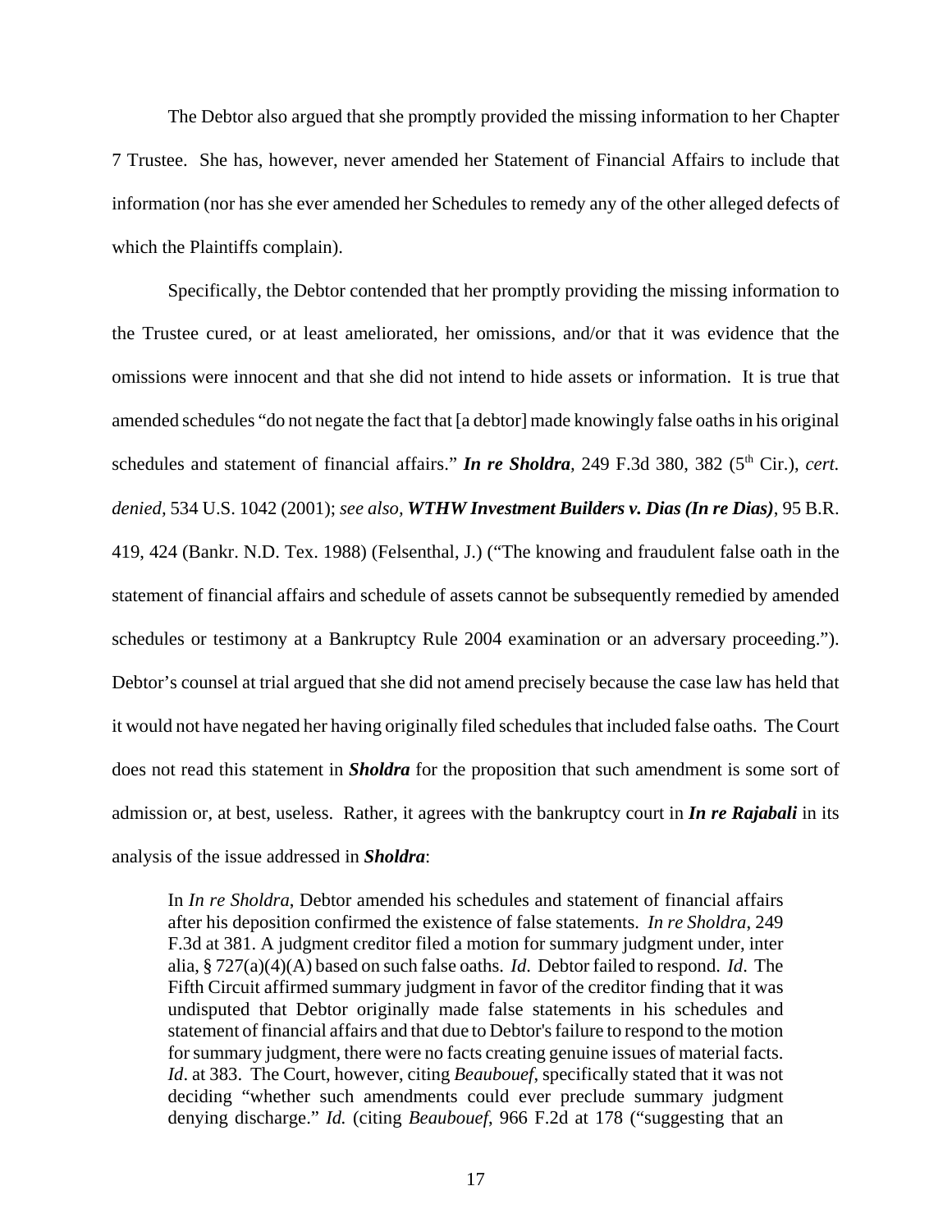The Debtor also argued that she promptly provided the missing information to her Chapter 7 Trustee. She has, however, never amended her Statement of Financial Affairs to include that information (nor has she ever amended her Schedules to remedy any of the other alleged defects of which the Plaintiffs complain).

Specifically, the Debtor contended that her promptly providing the missing information to the Trustee cured, or at least ameliorated, her omissions, and/or that it was evidence that the omissions were innocent and that she did not intend to hide assets or information. It is true that amended schedules "do not negate the fact that [a debtor] made knowingly false oaths in his original schedules and statement of financial affairs." ***In re Sholdra***, 249 F.3d 380, 382 (5th Cir.), *cert. denied*, 534 U.S. 1042 (2001); *see also*, ***WTHW Investment Builders v. Dias (In re Dias)***, 95 B.R. 419, 424 (Bankr. N.D. Tex. 1988) (Felsenthal, J.) ("The knowing and fraudulent false oath in the statement of financial affairs and schedule of assets cannot be subsequently remedied by amended schedules or testimony at a Bankruptcy Rule 2004 examination or an adversary proceeding."). Debtor's counsel at trial argued that she did not amend precisely because the case law has held that it would not have negated her having originally filed schedules that included false oaths. The Court does not read this statement in ***Sholdra*** for the proposition that such amendment is some sort of admission or, at best, useless. Rather, it agrees with the bankruptcy court in ***In re Rajabali*** in its analysis of the issue addressed in ***Sholdra***:

> In *In re Sholdra*, Debtor amended his schedules and statement of financial affairs after his deposition confirmed the existence of false statements. *In re Sholdra*, 249 F.3d at 381. A judgment creditor filed a motion for summary judgment under, inter alia, § 727(a)(4)(A) based on such false oaths. *Id*. Debtor failed to respond. *Id*. The Fifth Circuit affirmed summary judgment in favor of the creditor finding that it was undisputed that Debtor originally made false statements in his schedules and statement of financial affairs and that due to Debtor's failure to respond to the motion for summary judgment, there were no facts creating genuine issues of material facts. *Id*. at 383. The Court, however, citing *Beaubouef*, specifically stated that it was not deciding "whether such amendments could ever preclude summary judgment denying discharge." *Id.* (citing *Beaubouef*, 966 F.2d at 178 ("suggesting that an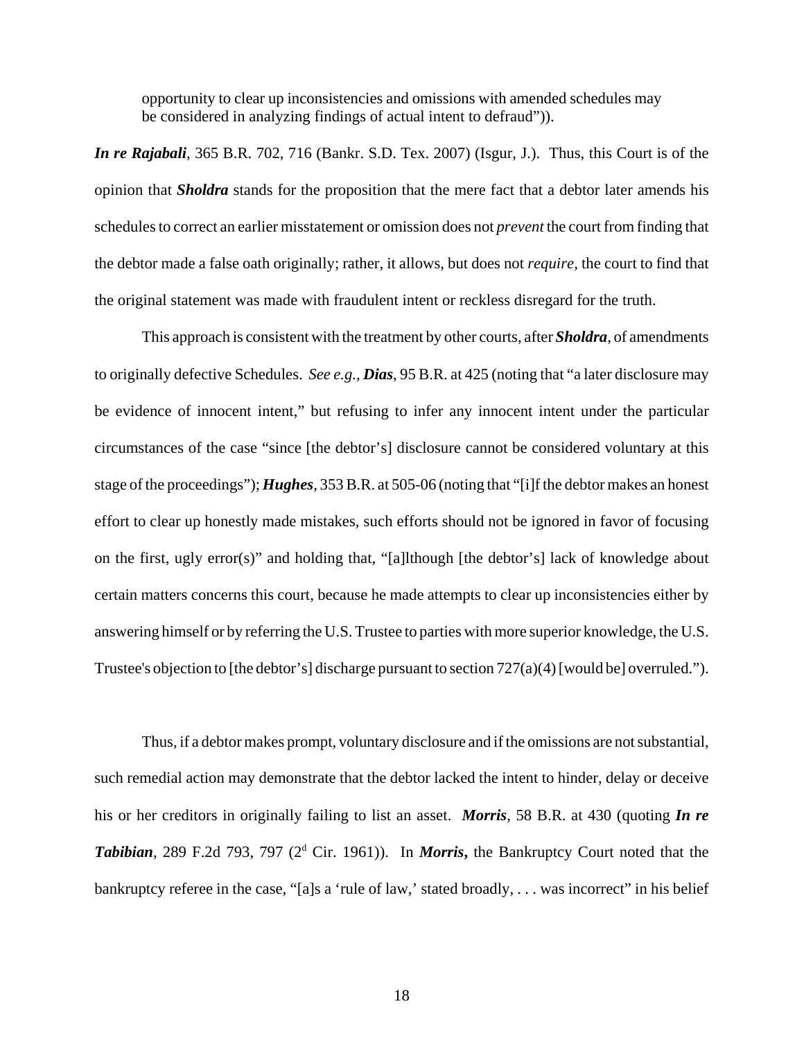opportunity to clear up inconsistencies and omissions with amended schedules may be considered in analyzing findings of actual intent to defraud")).

***In re Rajabali***, 365 B.R. 702, 716 (Bankr. S.D. Tex. 2007) (Isgur, J.). Thus, this Court is of the opinion that ***Sholdra*** stands for the proposition that the mere fact that a debtor later amends his schedules to correct an earlier misstatement or omission does not *prevent* the court from finding that the debtor made a false oath originally; rather, it allows, but does not *require,* the court to find that the original statement was made with fraudulent intent or reckless disregard for the truth.

This approach is consistent with the treatment by other courts, after ***Sholdra***, of amendments to originally defective Schedules. *See e.g.*, ***Dias***, 95 B.R. at 425 (noting that "a later disclosure may be evidence of innocent intent," but refusing to infer any innocent intent under the particular circumstances of the case "since [the debtor's] disclosure cannot be considered voluntary at this stage of the proceedings"); ***Hughes***, 353 B.R. at 505-06 (noting that "[i]f the debtor makes an honest effort to clear up honestly made mistakes, such efforts should not be ignored in favor of focusing on the first, ugly error(s)" and holding that, "[a]lthough [the debtor's] lack of knowledge about certain matters concerns this court, because he made attempts to clear up inconsistencies either by answering himself or by referring the U.S. Trustee to parties with more superior knowledge, the U.S. Trustee's objection to [the debtor's] discharge pursuant to section 727(a)(4) [would be] overruled.").

Thus, if a debtor makes prompt, voluntary disclosure and if the omissions are not substantial, such remedial action may demonstrate that the debtor lacked the intent to hinder, delay or deceive his or her creditors in originally failing to list an asset. ***Morris***, 58 B.R. at 430 (quoting ***In re Tabibian***, 289 F.2d 793, 797 (2d Cir. 1961)). In ***Morris***, the Bankruptcy Court noted that the bankruptcy referee in the case, "[a]s a 'rule of law,' stated broadly, . . . was incorrect" in his belief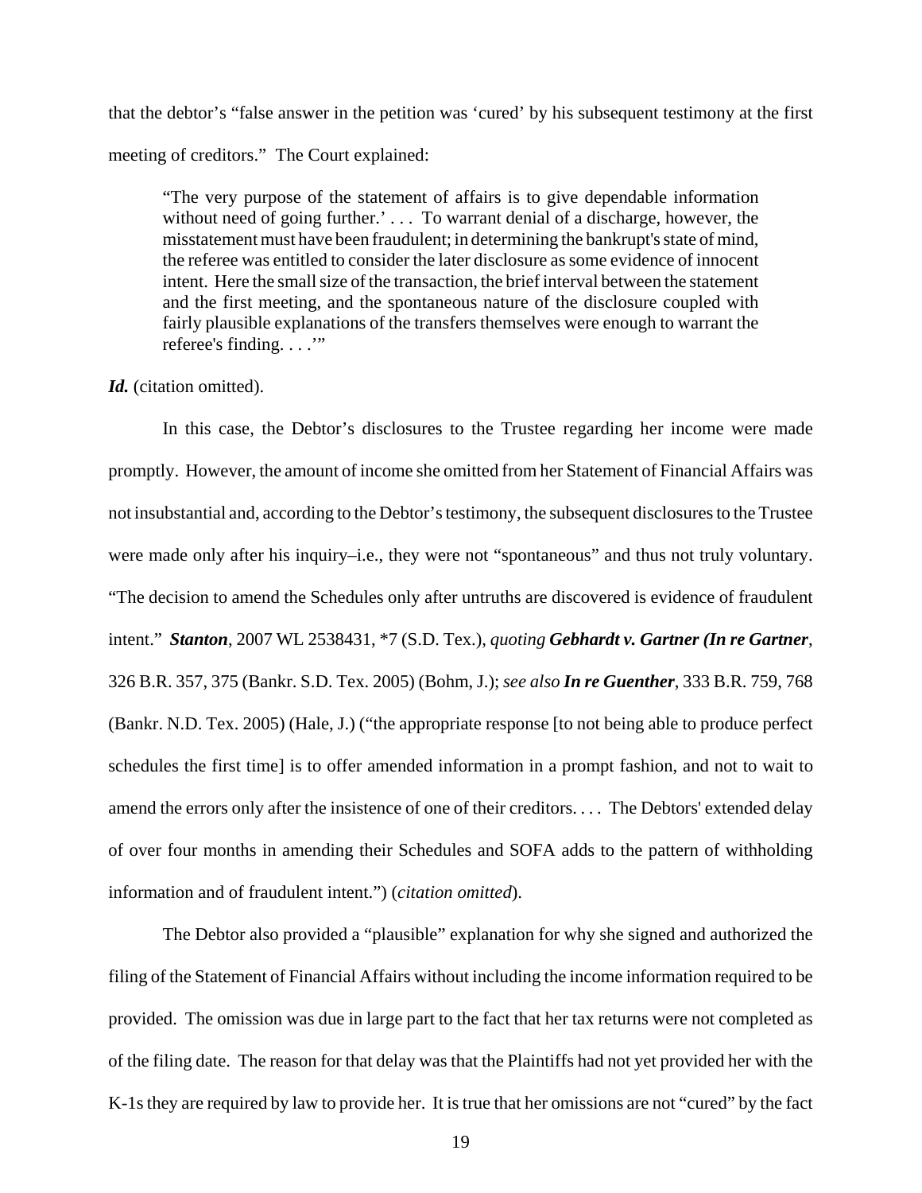that the debtor's "false answer in the petition was 'cured' by his subsequent testimony at the first meeting of creditors." The Court explained:

> "The very purpose of the statement of affairs is to give dependable information without need of going further.' . . . To warrant denial of a discharge, however, the misstatement must have been fraudulent; in determining the bankrupt's state of mind, the referee was entitled to consider the later disclosure as some evidence of innocent intent. Here the small size of the transaction, the brief interval between the statement and the first meeting, and the spontaneous nature of the disclosure coupled with fairly plausible explanations of the transfers themselves were enough to warrant the referee's finding. . . .'"

***Id.*** (citation omitted).

In this case, the Debtor's disclosures to the Trustee regarding her income were made promptly. However, the amount of income she omitted from her Statement of Financial Affairs was not insubstantial and, according to the Debtor's testimony, the subsequent disclosures to the Trustee were made only after his inquiry–i.e., they were not "spontaneous" and thus not truly voluntary. "The decision to amend the Schedules only after untruths are discovered is evidence of fraudulent intent." ***Stanton***, 2007 WL 2538431, *7 (S.D. Tex.), *quoting* ***Gebhardt v. Gartner (In re Gartner***, 326 B.R. 357, 375 (Bankr. S.D. Tex. 2005) (Bohm, J.); *see also* ***In re Guenther***, 333 B.R. 759, 768 (Bankr. N.D. Tex. 2005) (Hale, J.) ("the appropriate response [to not being able to produce perfect schedules the first time] is to offer amended information in a prompt fashion, and not to wait to amend the errors only after the insistence of one of their creditors. . . . The Debtors' extended delay of over four months in amending their Schedules and SOFA adds to the pattern of withholding information and of fraudulent intent.") (*citation omitted*).

The Debtor also provided a "plausible" explanation for why she signed and authorized the filing of the Statement of Financial Affairs without including the income information required to be provided. The omission was due in large part to the fact that her tax returns were not completed as of the filing date. The reason for that delay was that the Plaintiffs had not yet provided her with the K-1s they are required by law to provide her. It is true that her omissions are not "cured" by the fact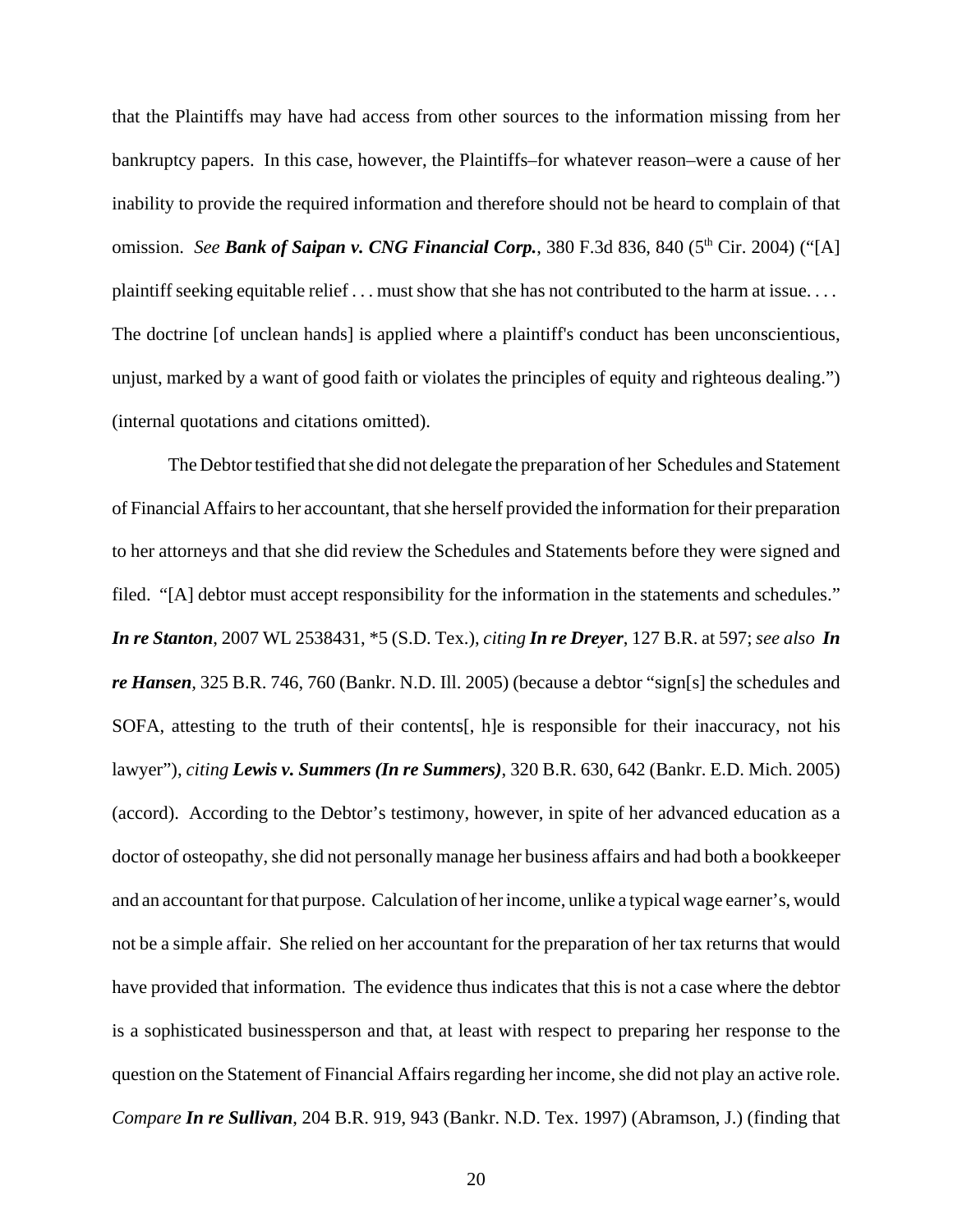that the Plaintiffs may have had access from other sources to the information missing from her bankruptcy papers. In this case, however, the Plaintiffs–for whatever reason–were a cause of her inability to provide the required information and therefore should not be heard to complain of that omission. *See* ***Bank of Saipan v. CNG Financial Corp.***, 380 F.3d 836, 840 (5th Cir. 2004) ("[A] plaintiff seeking equitable relief . . . must show that she has not contributed to the harm at issue. . . . The doctrine [of unclean hands] is applied where a plaintiff's conduct has been unconscientious, unjust, marked by a want of good faith or violates the principles of equity and righteous dealing.") (internal quotations and citations omitted).

The Debtor testified that she did not delegate the preparation of her Schedules and Statement of Financial Affairs to her accountant, that she herself provided the information for their preparation to her attorneys and that she did review the Schedules and Statements before they were signed and filed. "[A] debtor must accept responsibility for the information in the statements and schedules." ***In re Stanton***, 2007 WL 2538431, *5 (S.D. Tex.), *citing* ***In re Dreyer***, 127 B.R. at 597; *see also* ***In re Hansen***, 325 B.R. 746, 760 (Bankr. N.D. Ill. 2005) (because a debtor "sign[s] the schedules and SOFA, attesting to the truth of their contents[, h]e is responsible for their inaccuracy, not his lawyer"), *citing* ***Lewis v. Summers (In re Summers)***, 320 B.R. 630, 642 (Bankr. E.D. Mich. 2005) (accord). According to the Debtor's testimony, however, in spite of her advanced education as a doctor of osteopathy, she did not personally manage her business affairs and had both a bookkeeper and an accountant for that purpose. Calculation of her income, unlike a typical wage earner's, would not be a simple affair. She relied on her accountant for the preparation of her tax returns that would have provided that information. The evidence thus indicates that this is not a case where the debtor is a sophisticated businessperson and that, at least with respect to preparing her response to the question on the Statement of Financial Affairs regarding her income, she did not play an active role. *Compare* ***In re Sullivan***, 204 B.R. 919, 943 (Bankr. N.D. Tex. 1997) (Abramson, J.) (finding that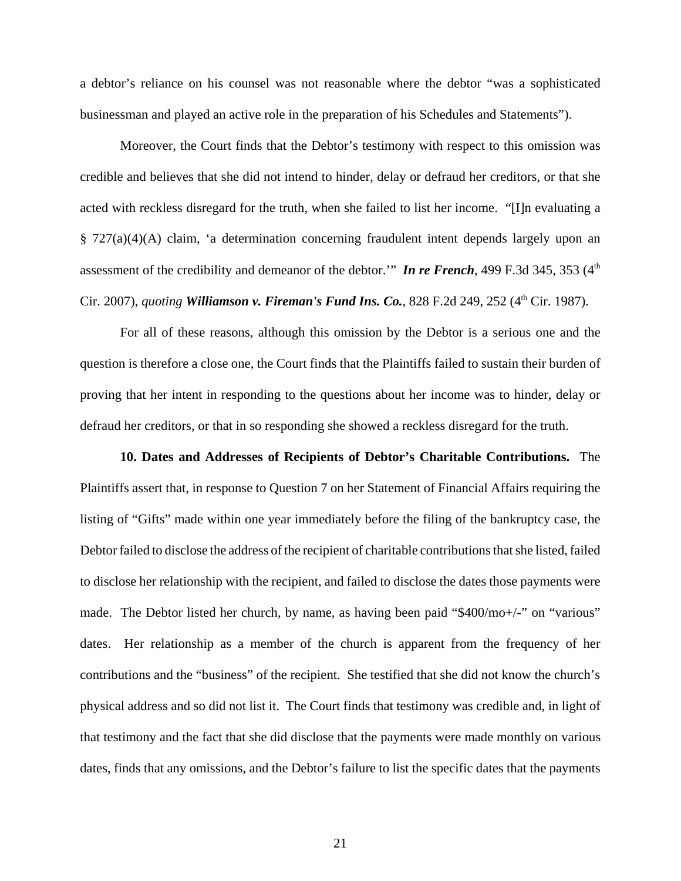a debtor's reliance on his counsel was not reasonable where the debtor "was a sophisticated businessman and played an active role in the preparation of his Schedules and Statements").

Moreover, the Court finds that the Debtor's testimony with respect to this omission was credible and believes that she did not intend to hinder, delay or defraud her creditors, or that she acted with reckless disregard for the truth, when she failed to list her income. "[I]n evaluating a § 727(a)(4)(A) claim, 'a determination concerning fraudulent intent depends largely upon an assessment of the credibility and demeanor of the debtor.'" ***In re French***, 499 F.3d 345, 353 (4th Cir. 2007), *quoting* ***Williamson v. Fireman's Fund Ins. Co.***, 828 F.2d 249, 252 (4th Cir. 1987).

For all of these reasons, although this omission by the Debtor is a serious one and the question is therefore a close one, the Court finds that the Plaintiffs failed to sustain their burden of proving that her intent in responding to the questions about her income was to hinder, delay or defraud her creditors, or that in so responding she showed a reckless disregard for the truth.

**10. Dates and Addresses of Recipients of Debtor's Charitable Contributions.** The Plaintiffs assert that, in response to Question 7 on her Statement of Financial Affairs requiring the listing of "Gifts" made within one year immediately before the filing of the bankruptcy case, the Debtor failed to disclose the address of the recipient of charitable contributions that she listed, failed to disclose her relationship with the recipient, and failed to disclose the dates those payments were made. The Debtor listed her church, by name, as having been paid "$400/mo+/-" on "various" dates. Her relationship as a member of the church is apparent from the frequency of her contributions and the "business" of the recipient. She testified that she did not know the church's physical address and so did not list it. The Court finds that testimony was credible and, in light of that testimony and the fact that she did disclose that the payments were made monthly on various dates, finds that any omissions, and the Debtor's failure to list the specific dates that the payments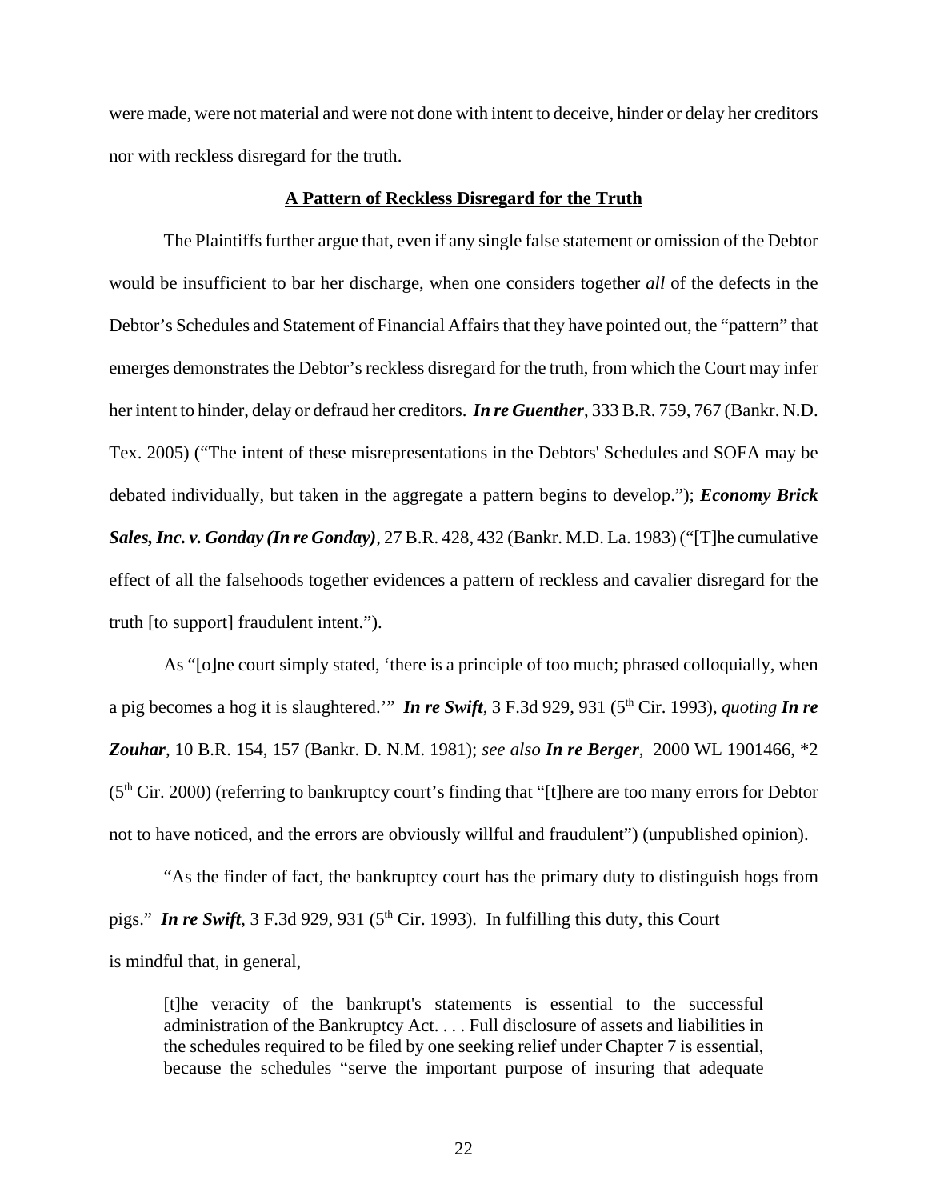were made, were not material and were not done with intent to deceive, hinder or delay her creditors nor with reckless disregard for the truth.

## A Pattern of Reckless Disregard for the Truth

The Plaintiffs further argue that, even if any single false statement or omission of the Debtor would be insufficient to bar her discharge, when one considers together *all* of the defects in the Debtor's Schedules and Statement of Financial Affairs that they have pointed out, the "pattern" that emerges demonstrates the Debtor's reckless disregard for the truth, from which the Court may infer her intent to hinder, delay or defraud her creditors. ***In re Guenther***, 333 B.R. 759, 767 (Bankr. N.D. Tex. 2005) ("The intent of these misrepresentations in the Debtors' Schedules and SOFA may be debated individually, but taken in the aggregate a pattern begins to develop."); ***Economy Brick Sales, Inc. v. Gonday (In re Gonday)***, 27 B.R. 428, 432 (Bankr. M.D. La. 1983) ("[T]he cumulative effect of all the falsehoods together evidences a pattern of reckless and cavalier disregard for the truth [to support] fraudulent intent.").

As "[o]ne court simply stated, 'there is a principle of too much; phrased colloquially, when a pig becomes a hog it is slaughtered.'" ***In re Swift***, 3 F.3d 929, 931 (5th Cir. 1993), *quoting* ***In re Zouhar***, 10 B.R. 154, 157 (Bankr. D. N.M. 1981); *see also* ***In re Berger***, 2000 WL 1901466, *2 (5th Cir. 2000) (referring to bankruptcy court's finding that "[t]here are too many errors for Debtor not to have noticed, and the errors are obviously willful and fraudulent") (unpublished opinion).

"As the finder of fact, the bankruptcy court has the primary duty to distinguish hogs from pigs." ***In re Swift***, 3 F.3d 929, 931 (5th Cir. 1993). In fulfilling this duty, this Court is mindful that, in general,

> [t]he veracity of the bankrupt's statements is essential to the successful administration of the Bankruptcy Act. . . . Full disclosure of assets and liabilities in the schedules required to be filed by one seeking relief under Chapter 7 is essential, because the schedules "serve the important purpose of insuring that adequate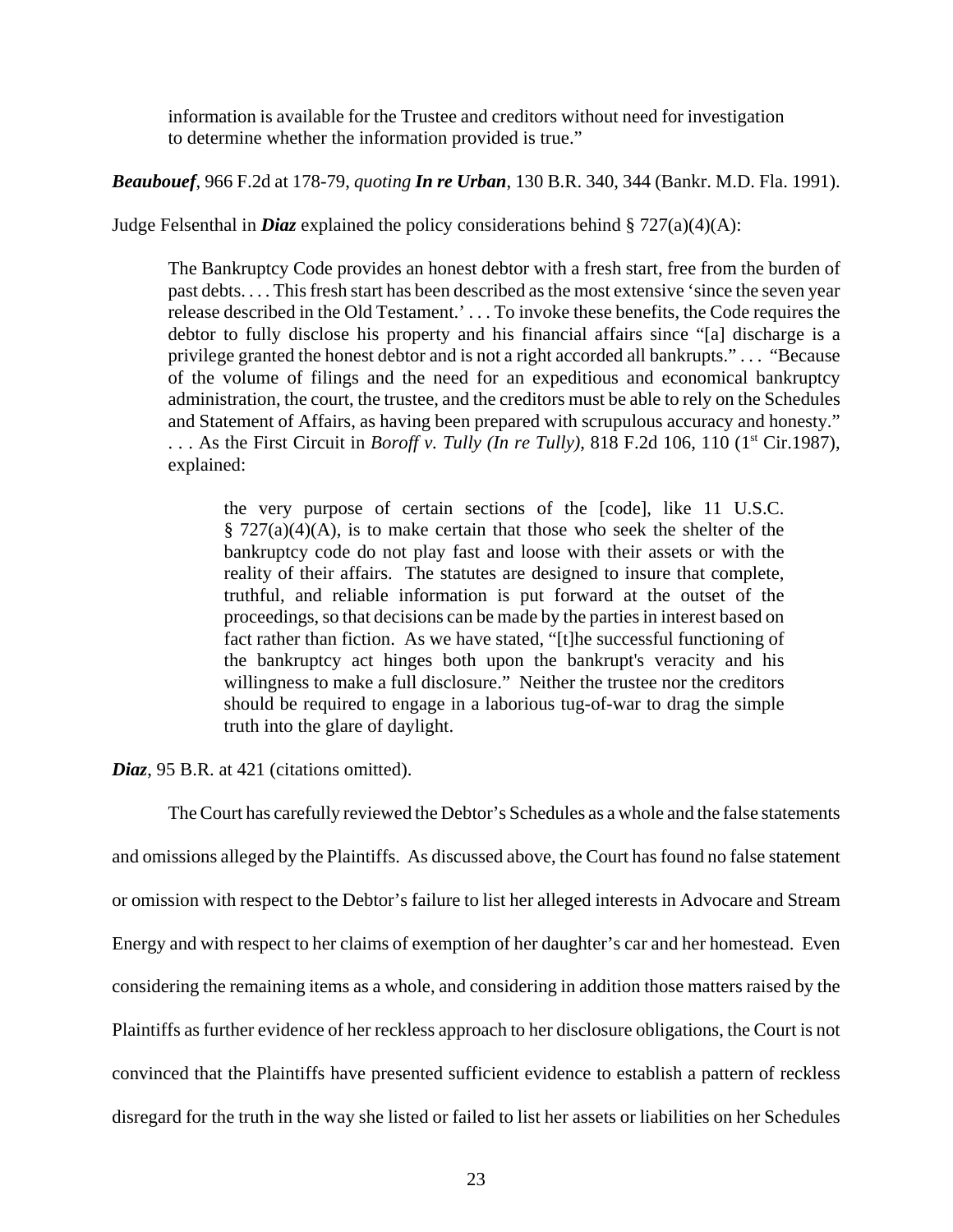> information is available for the Trustee and creditors without need for investigation to determine whether the information provided is true."

***Beaubouef***, 966 F.2d at 178-79, *quoting* ***In re Urban***, 130 B.R. 340, 344 (Bankr. M.D. Fla. 1991).

Judge Felsenthal in ***Diaz*** explained the policy considerations behind § 727(a)(4)(A):

> The Bankruptcy Code provides an honest debtor with a fresh start, free from the burden of past debts. . . . This fresh start has been described as the most extensive 'since the seven year release described in the Old Testament.' . . . To invoke these benefits, the Code requires the debtor to fully disclose his property and his financial affairs since "[a] discharge is a privilege granted the honest debtor and is not a right accorded all bankrupts." . . . "Because of the volume of filings and the need for an expeditious and economical bankruptcy administration, the court, the trustee, and the creditors must be able to rely on the Schedules and Statement of Affairs, as having been prepared with scrupulous accuracy and honesty." . . . As the First Circuit in *Boroff v. Tully (In re Tully),* 818 F.2d 106, 110 (1st Cir.1987), explained:
>
>> the very purpose of certain sections of the [code], like 11 U.S.C. § 727(a)(4)(A), is to make certain that those who seek the shelter of the bankruptcy code do not play fast and loose with their assets or with the reality of their affairs. The statutes are designed to insure that complete, truthful, and reliable information is put forward at the outset of the proceedings, so that decisions can be made by the parties in interest based on fact rather than fiction. As we have stated, "[t]he successful functioning of the bankruptcy act hinges both upon the bankrupt's veracity and his willingness to make a full disclosure." Neither the trustee nor the creditors should be required to engage in a laborious tug-of-war to drag the simple truth into the glare of daylight.

***Diaz***, 95 B.R. at 421 (citations omitted).

The Court has carefully reviewed the Debtor's Schedules as a whole and the false statements and omissions alleged by the Plaintiffs. As discussed above, the Court has found no false statement or omission with respect to the Debtor's failure to list her alleged interests in Advocare and Stream Energy and with respect to her claims of exemption of her daughter's car and her homestead. Even considering the remaining items as a whole, and considering in addition those matters raised by the Plaintiffs as further evidence of her reckless approach to her disclosure obligations, the Court is not convinced that the Plaintiffs have presented sufficient evidence to establish a pattern of reckless disregard for the truth in the way she listed or failed to list her assets or liabilities on her Schedules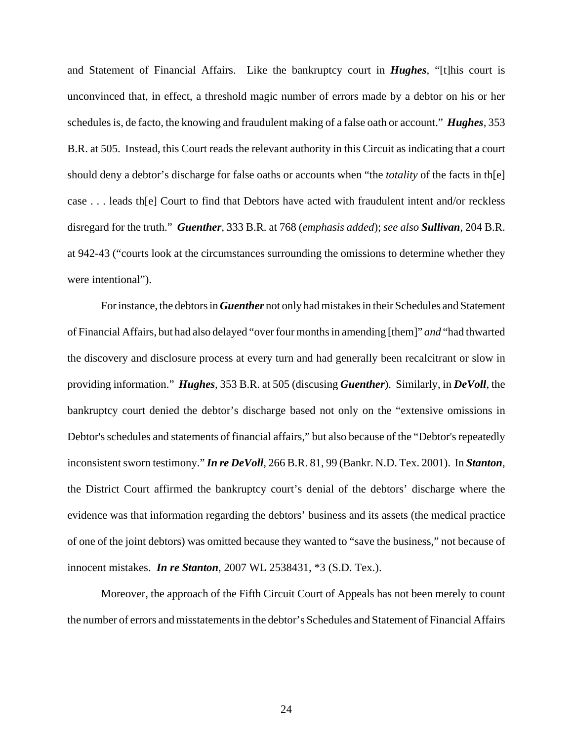and Statement of Financial Affairs. Like the bankruptcy court in ***Hughes***, "[t]his court is unconvinced that, in effect, a threshold magic number of errors made by a debtor on his or her schedules is, de facto, the knowing and fraudulent making of a false oath or account." ***Hughes***, 353 B.R. at 505. Instead, this Court reads the relevant authority in this Circuit as indicating that a court should deny a debtor's discharge for false oaths or accounts when "the *totality* of the facts in th[e] case . . . leads th[e] Court to find that Debtors have acted with fraudulent intent and/or reckless disregard for the truth." ***Guenther***, 333 B.R. at 768 (*emphasis added*); *see also* ***Sullivan***, 204 B.R. at 942-43 ("courts look at the circumstances surrounding the omissions to determine whether they were intentional").

For instance, the debtors in ***Guenther*** not only had mistakes in their Schedules and Statement of Financial Affairs, but had also delayed "over four months in amending [them]" *and* "had thwarted the discovery and disclosure process at every turn and had generally been recalcitrant or slow in providing information." ***Hughes***, 353 B.R. at 505 (discusing ***Guenther***). Similarly, in ***DeVoll***, the bankruptcy court denied the debtor's discharge based not only on the "extensive omissions in Debtor's schedules and statements of financial affairs," but also because of the "Debtor's repeatedly inconsistent sworn testimony." ***In re DeVoll***, 266 B.R. 81, 99 (Bankr. N.D. Tex. 2001). In ***Stanton***, the District Court affirmed the bankruptcy court's denial of the debtors' discharge where the evidence was that information regarding the debtors' business and its assets (the medical practice of one of the joint debtors) was omitted because they wanted to "save the business," not because of innocent mistakes. ***In re Stanton***, 2007 WL 2538431, *3 (S.D. Tex.).

Moreover, the approach of the Fifth Circuit Court of Appeals has not been merely to count the number of errors and misstatements in the debtor's Schedules and Statement of Financial Affairs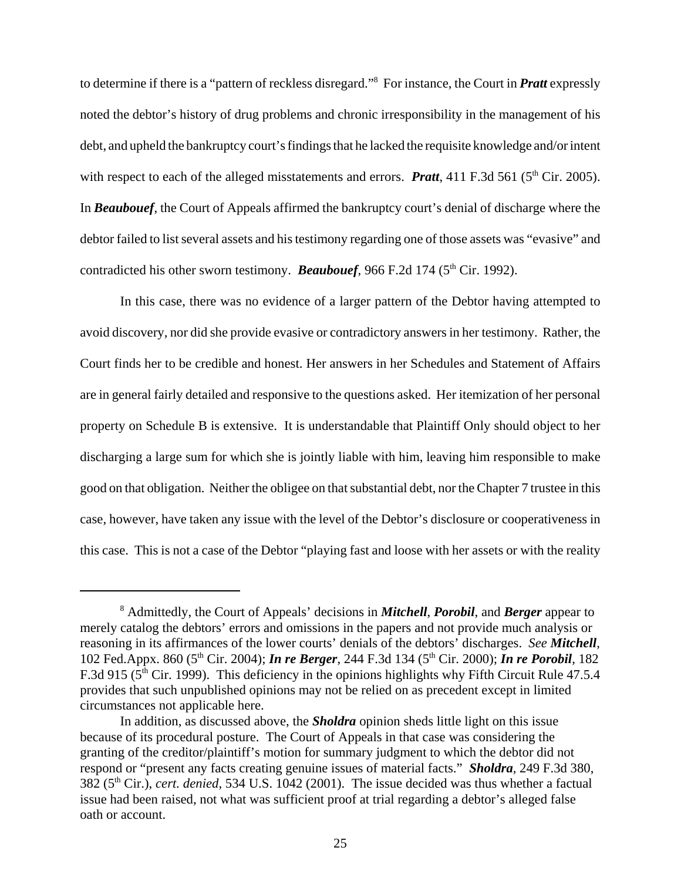to determine if there is a "pattern of reckless disregard."[8] For instance, the Court in ***Pratt*** expressly noted the debtor's history of drug problems and chronic irresponsibility in the management of his debt, and upheld the bankruptcy court's findings that he lacked the requisite knowledge and/or intent with respect to each of the alleged misstatements and errors. ***Pratt***, 411 F.3d 561 (5th Cir. 2005). In ***Beaubouef***, the Court of Appeals affirmed the bankruptcy court's denial of discharge where the debtor failed to list several assets and his testimony regarding one of those assets was "evasive" and contradicted his other sworn testimony. ***Beaubouef***, 966 F.2d 174 (5th Cir. 1992).

In this case, there was no evidence of a larger pattern of the Debtor having attempted to avoid discovery, nor did she provide evasive or contradictory answers in her testimony. Rather, the Court finds her to be credible and honest. Her answers in her Schedules and Statement of Affairs are in general fairly detailed and responsive to the questions asked. Her itemization of her personal property on Schedule B is extensive. It is understandable that Plaintiff Only should object to her discharging a large sum for which she is jointly liable with him, leaving him responsible to make good on that obligation. Neither the obligee on that substantial debt, nor the Chapter 7 trustee in this case, however, have taken any issue with the level of the Debtor's disclosure or cooperativeness in this case. This is not a case of the Debtor "playing fast and loose with her assets or with the reality

---

[8] Admittedly, the Court of Appeals' decisions in ***Mitchell***, ***Porobil***, and ***Berger*** appear to merely catalog the debtors' errors and omissions in the papers and not provide much analysis or reasoning in its affirmances of the lower courts' denials of the debtors' discharges. *See* ***Mitchell***, 102 Fed.Appx. 860 (5th Cir. 2004); ***In re Berger***, 244 F.3d 134 (5th Cir. 2000); ***In re Porobil***, 182 F.3d 915 (5th Cir. 1999). This deficiency in the opinions highlights why Fifth Circuit Rule 47.5.4 provides that such unpublished opinions may not be relied on as precedent except in limited circumstances not applicable here.

In addition, as discussed above, the ***Sholdra*** opinion sheds little light on this issue because of its procedural posture. The Court of Appeals in that case was considering the granting of the creditor/plaintiff's motion for summary judgment to which the debtor did not respond or "present any facts creating genuine issues of material facts." ***Sholdra***, 249 F.3d 380, 382 (5th Cir.), *cert. denied*, 534 U.S. 1042 (2001). The issue decided was thus whether a factual issue had been raised, not what was sufficient proof at trial regarding a debtor's alleged false oath or account.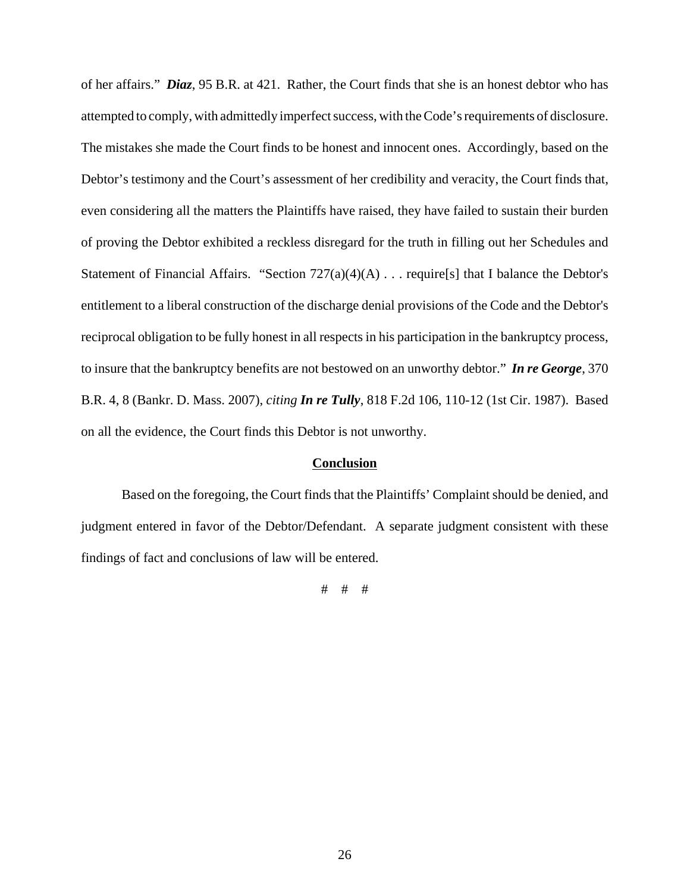of her affairs." ***Diaz***, 95 B.R. at 421. Rather, the Court finds that she is an honest debtor who has attempted to comply, with admittedly imperfect success, with the Code's requirements of disclosure. The mistakes she made the Court finds to be honest and innocent ones. Accordingly, based on the Debtor's testimony and the Court's assessment of her credibility and veracity, the Court finds that, even considering all the matters the Plaintiffs have raised, they have failed to sustain their burden of proving the Debtor exhibited a reckless disregard for the truth in filling out her Schedules and Statement of Financial Affairs. "Section 727(a)(4)(A) . . . require[s] that I balance the Debtor's entitlement to a liberal construction of the discharge denial provisions of the Code and the Debtor's reciprocal obligation to be fully honest in all respects in his participation in the bankruptcy process, to insure that the bankruptcy benefits are not bestowed on an unworthy debtor." ***In re George***, 370 B.R. 4, 8 (Bankr. D. Mass. 2007), *citing* ***In re Tully***, 818 F.2d 106, 110-12 (1st Cir. 1987). Based on all the evidence, the Court finds this Debtor is not unworthy.

## Conclusion

Based on the foregoing, the Court finds that the Plaintiffs' Complaint should be denied, and judgment entered in favor of the Debtor/Defendant. A separate judgment consistent with these findings of fact and conclusions of law will be entered.

# # #